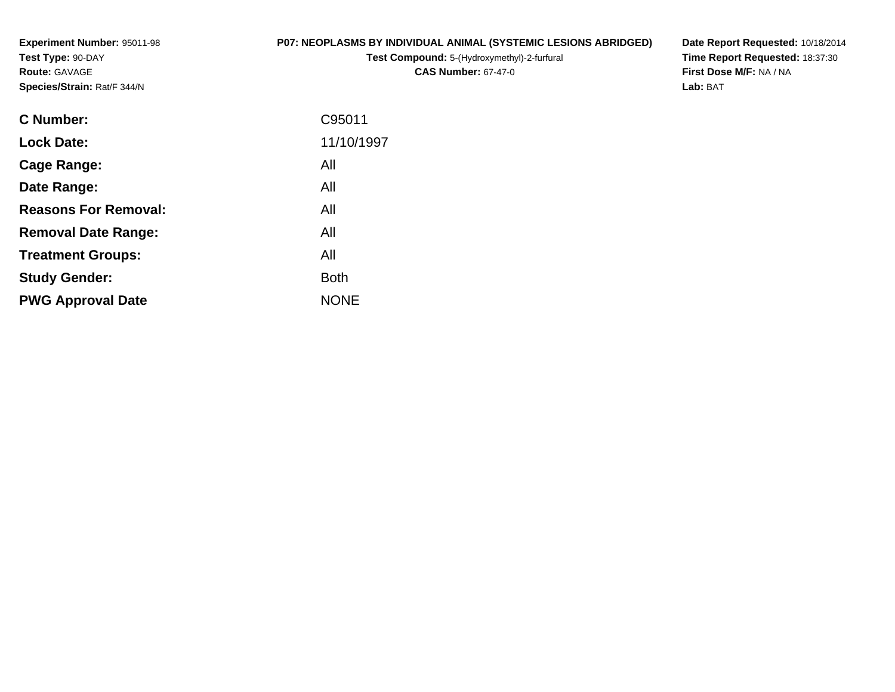**Experiment Number:** 95011-98
**Test Type:** 90-DAY
**Route:** GAVAGE
**Species/Strain:** Rat/F 344/N

**P07: NEOPLASMS BY INDIVIDUAL ANIMAL (SYSTEMIC LESIONS ABRIDGED)**
**Test Compound:** 5-(Hydroxymethyl)-2-furfural
**CAS Number:** 67-47-0

**Date Report Requested:** 10/18/2014
**Time Report Requested:** 18:37:30
**First Dose M/F:** NA / NA
**Lab:** BAT

| | |
|---|---|
| **C Number:** | C95011 |
| **Lock Date:** | 11/10/1997 |
| **Cage Range:** | All |
| **Date Range:** | All |
| **Reasons For Removal:** | All |
| **Removal Date Range:** | All |
| **Treatment Groups:** | All |
| **Study Gender:** | Both |
| **PWG Approval Date** | NONE |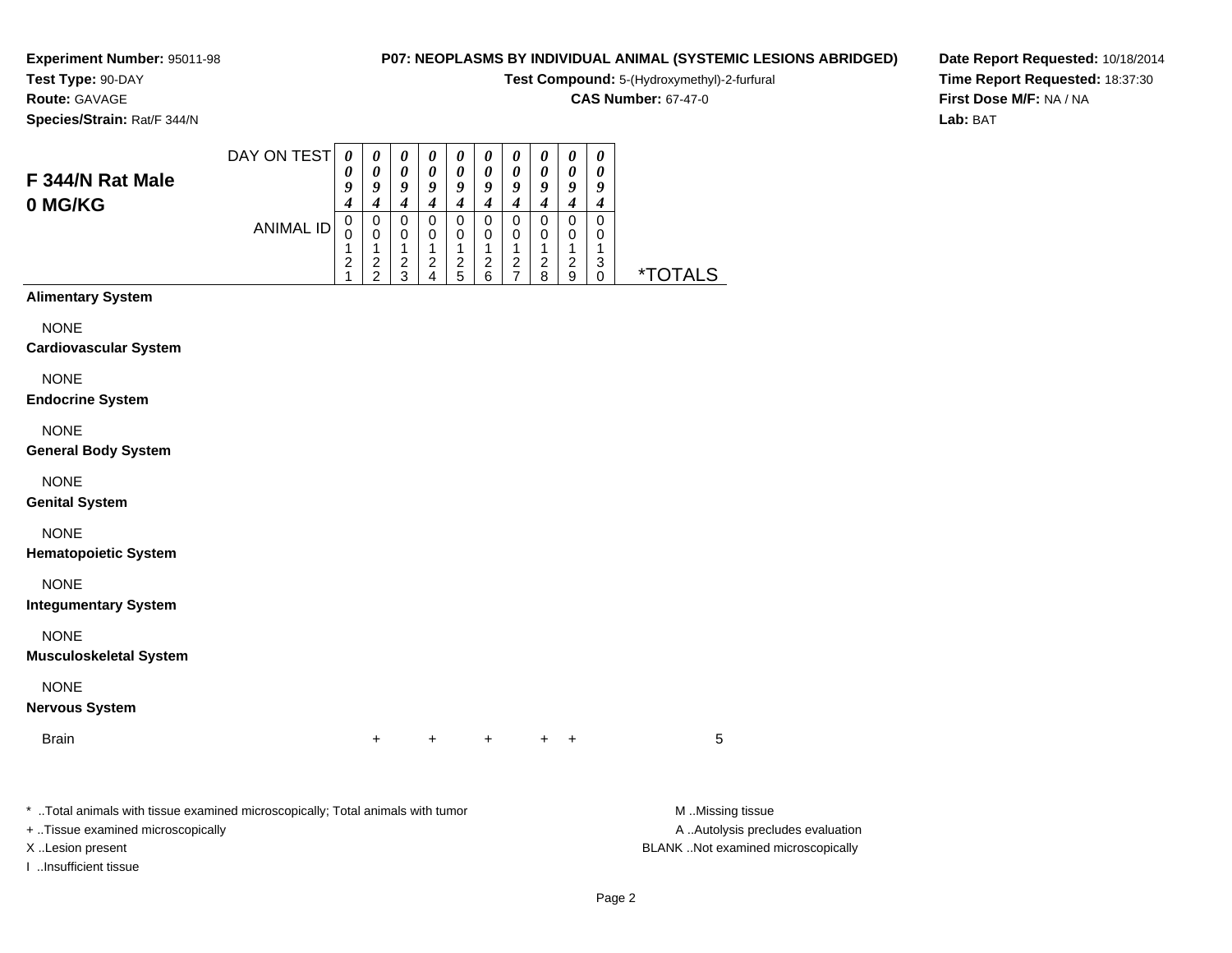**Experiment Number:** 95011-98
**Test Type:** 90-DAY
**Route:** GAVAGE
**Species/Strain:** Rat/F 344/N

**P07: NEOPLASMS BY INDIVIDUAL ANIMAL (SYSTEMIC LESIONS ABRIDGED)**
**Test Compound:** 5-(Hydroxymethyl)-2-furfural
**CAS Number:** 67-47-0

**Date Report Requested:** 10/18/2014
**Time Report Requested:** 18:37:30
**First Dose M/F:** NA / NA
**Lab:** BAT

## F 344/N Rat Male 0 MG/KG

| DAY ON TEST | 0094 | 0094 | 0094 | 0094 | 0094 | 0094 | 0094 | 0094 | 0094 | 0094 | |
|---|---|---|---|---|---|---|---|---|---|---|---|
| ANIMAL ID | 00121 | 00122 | 00123 | 00124 | 00125 | 00126 | 00127 | 00128 | 00129 | 00130 | *TOTALS |
| **Alimentary System** | | | | | | | | | | | |
| NONE | | | | | | | | | | | |
| **Cardiovascular System** | | | | | | | | | | | |
| NONE | | | | | | | | | | | |
| **Endocrine System** | | | | | | | | | | | |
| NONE | | | | | | | | | | | |
| **General Body System** | | | | | | | | | | | |
| NONE | | | | | | | | | | | |
| **Genital System** | | | | | | | | | | | |
| NONE | | | | | | | | | | | |
| **Hematopoietic System** | | | | | | | | | | | |
| NONE | | | | | | | | | | | |
| **Integumentary System** | | | | | | | | | | | |
| NONE | | | | | | | | | | | |
| **Musculoskeletal System** | | | | | | | | | | | |
| NONE | | | | | | | | | | | |
| **Nervous System** | | | | | | | | | | | |
| Brain | | + | | + | | + | | + | + | | 5 |

\* ..Total animals with tissue examined microscopically; Total animals with tumor
+ ..Tissue examined microscopically
X ..Lesion present
I ..Insufficient tissue

M ..Missing tissue
A ..Autolysis precludes evaluation
BLANK ..Not examined microscopically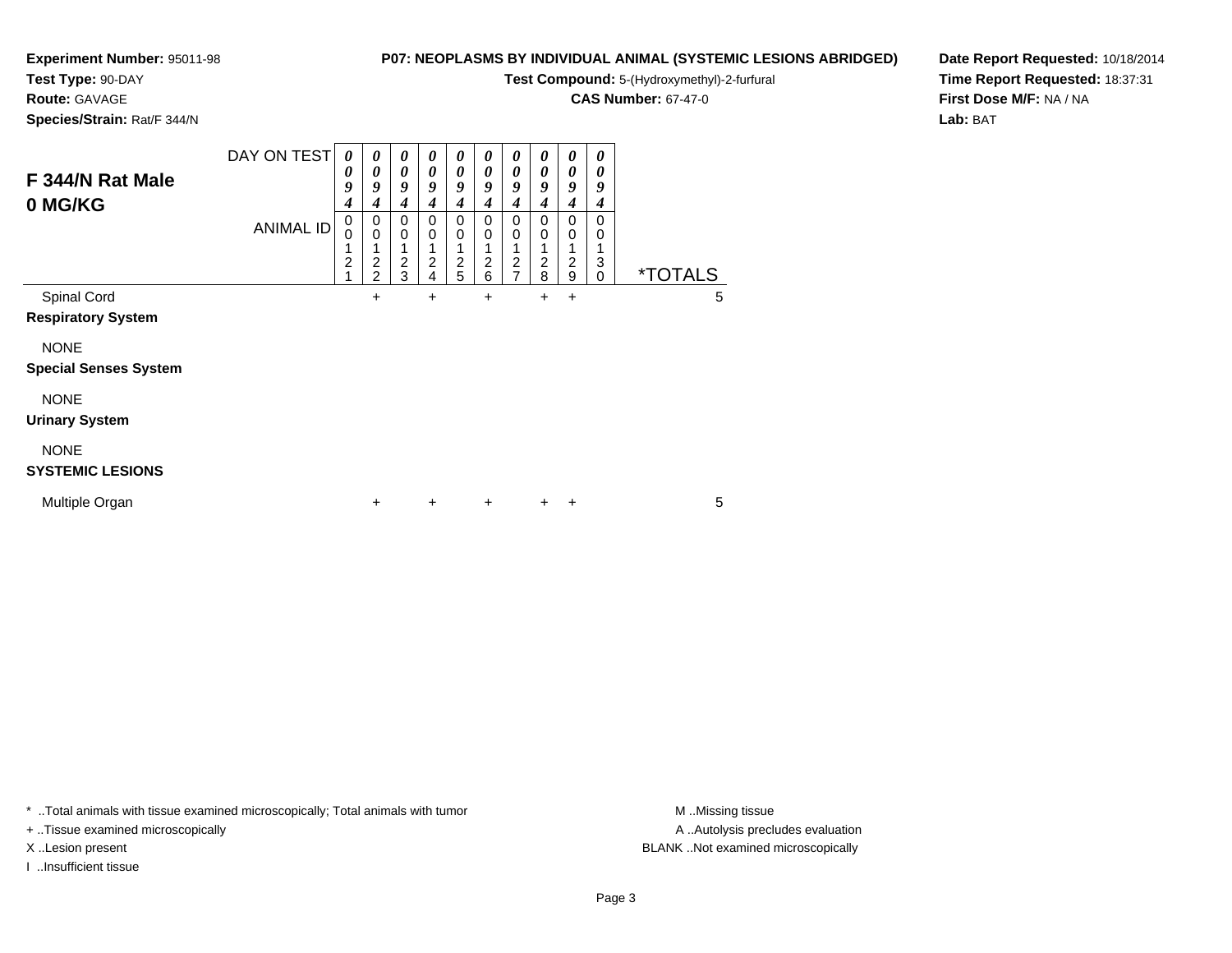**Experiment Number:** 95011-98
**Test Type:** 90-DAY
**Route:** GAVAGE
**Species/Strain:** Rat/F 344/N

**P07: NEOPLASMS BY INDIVIDUAL ANIMAL (SYSTEMIC LESIONS ABRIDGED)**
**Test Compound:** 5-(Hydroxymethyl)-2-furfural
**CAS Number:** 67-47-0

**Date Report Requested:** 10/18/2014
**Time Report Requested:** 18:37:31
**First Dose M/F:** NA / NA
**Lab:** BAT

## F 344/N Rat Male 0 MG/KG

| DAY ON TEST | 0094 | 0094 | 0094 | 0094 | 0094 | 0094 | 0094 | 0094 | 0094 | 0094 | |
|---|---|---|---|---|---|---|---|---|---|---|---|
| **ANIMAL ID** | 00121 | 00122 | 00123 | 00124 | 00125 | 00126 | 00127 | 00128 | 00129 | 00130 | ***TOTALS** |
| Spinal Cord | | + | | + | | + | | + | + | | 5 |
| **Respiratory System** | | | | | | | | | | | |
| NONE | | | | | | | | | | | |
| **Special Senses System** | | | | | | | | | | | |
| NONE | | | | | | | | | | | |
| **Urinary System** | | | | | | | | | | | |
| NONE | | | | | | | | | | | |
| **SYSTEMIC LESIONS** | | | | | | | | | | | |
| Multiple Organ | | + | | + | | + | | + | + | | 5 |

* ..Total animals with tissue examined microscopically; Total animals with tumor
+ ..Tissue examined microscopically
X ..Lesion present
I ..Insufficient tissue

M ..Missing tissue
A ..Autolysis precludes evaluation
BLANK ..Not examined microscopically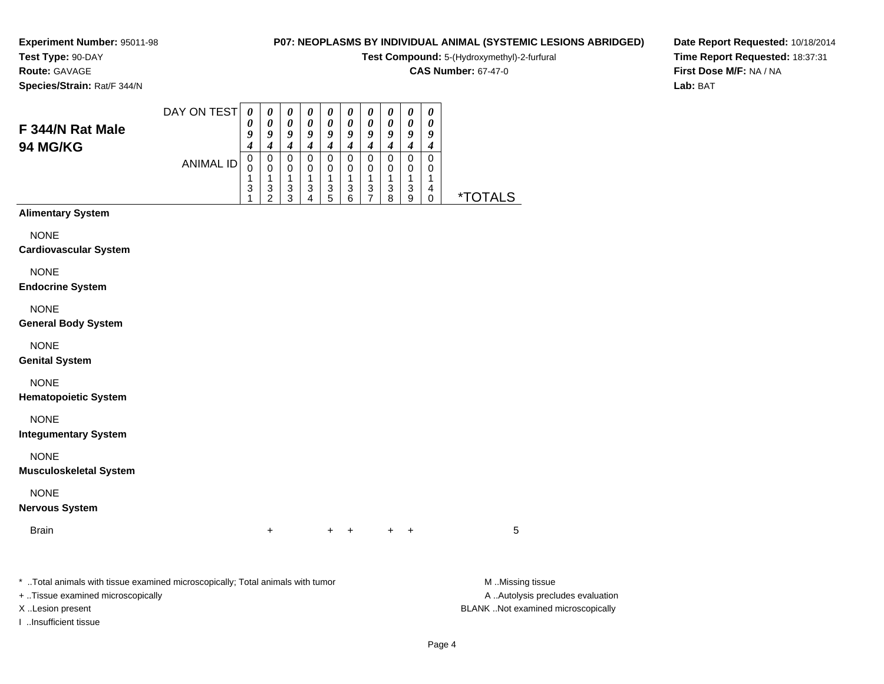**Experiment Number:** 95011-98
**Test Type:** 90-DAY
**Route:** GAVAGE
**Species/Strain:** Rat/F 344/N

**P07: NEOPLASMS BY INDIVIDUAL ANIMAL (SYSTEMIC LESIONS ABRIDGED)**
**Test Compound:** 5-(Hydroxymethyl)-2-furfural
**CAS Number:** 67-47-0

**Date Report Requested:** 10/18/2014
**Time Report Requested:** 18:37:31
**First Dose M/F:** NA / NA
**Lab:** BAT

## F 344/N Rat Male
## 94 MG/KG

| DAY ON TEST | 0094 | 0094 | 0094 | 0094 | 0094 | 0094 | 0094 | 0094 | 0094 | 0094 | |
|---|---|---|---|---|---|---|---|---|---|---|---|
| ANIMAL ID | 00131 | 00132 | 00133 | 00134 | 00135 | 00136 | 00137 | 00138 | 00139 | 00140 | *TOTALS |
| **Alimentary System** | | | | | | | | | | | |
| NONE | | | | | | | | | | | |
| **Cardiovascular System** | | | | | | | | | | | |
| NONE | | | | | | | | | | | |
| **Endocrine System** | | | | | | | | | | | |
| NONE | | | | | | | | | | | |
| **General Body System** | | | | | | | | | | | |
| NONE | | | | | | | | | | | |
| **Genital System** | | | | | | | | | | | |
| NONE | | | | | | | | | | | |
| **Hematopoietic System** | | | | | | | | | | | |
| NONE | | | | | | | | | | | |
| **Integumentary System** | | | | | | | | | | | |
| NONE | | | | | | | | | | | |
| **Musculoskeletal System** | | | | | | | | | | | |
| NONE | | | | | | | | | | | |
| **Nervous System** | | | | | | | | | | | |
| Brain | | + | | | + | + | | + | + | | 5 |

\* ..Total animals with tissue examined microscopically; Total animals with tumor
+ ..Tissue examined microscopically
X ..Lesion present
I ..Insufficient tissue

M ..Missing tissue
A ..Autolysis precludes evaluation
BLANK ..Not examined microscopically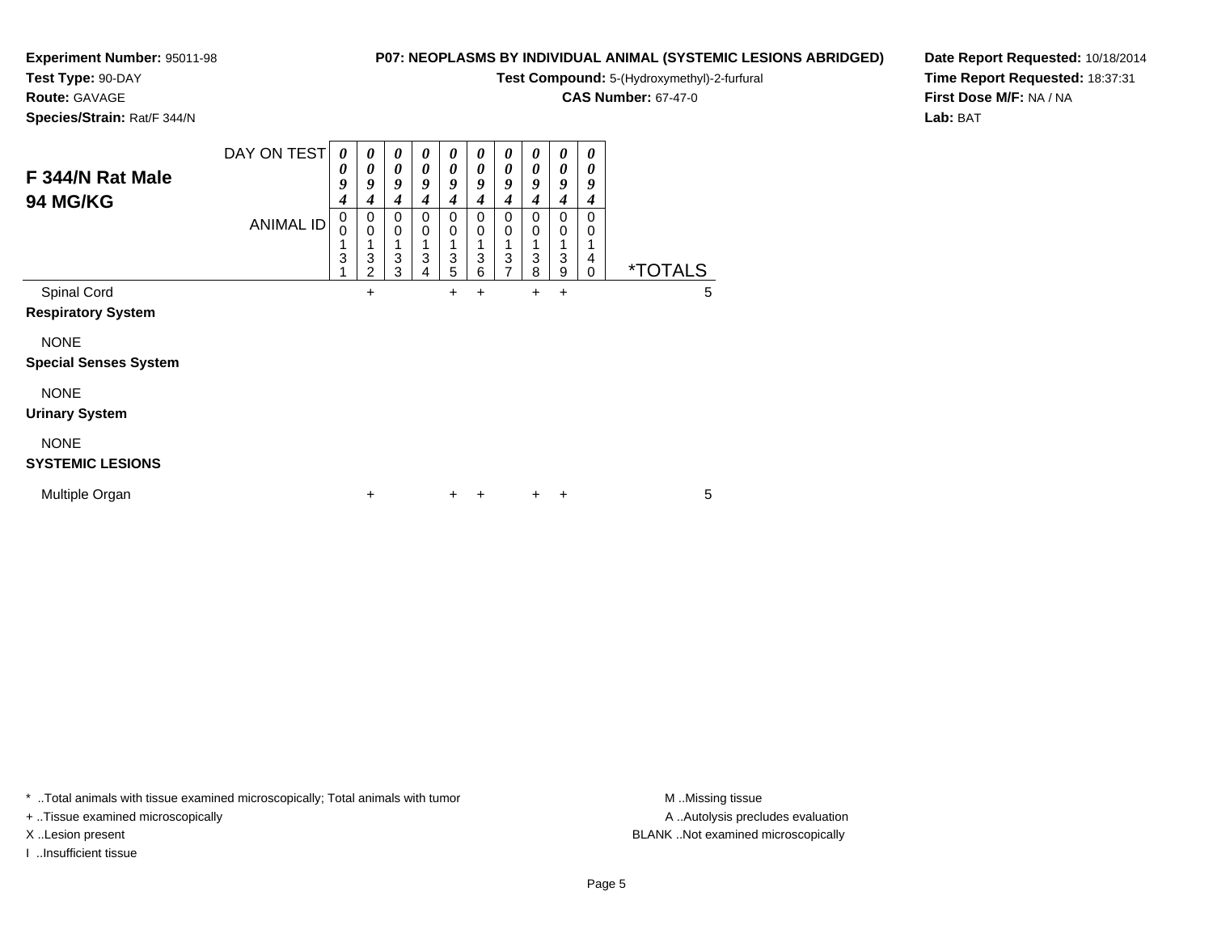**Experiment Number:** 95011-98
**Test Type:** 90-DAY
**Route:** GAVAGE
**Species/Strain:** Rat/F 344/N

**P07: NEOPLASMS BY INDIVIDUAL ANIMAL (SYSTEMIC LESIONS ABRIDGED)**
**Test Compound:** 5-(Hydroxymethyl)-2-furfural
**CAS Number:** 67-47-0

**Date Report Requested:** 10/18/2014
**Time Report Requested:** 18:37:31
**First Dose M/F:** NA / NA
**Lab:** BAT

## F 344/N Rat Male
## 94 MG/KG

| DAY ON TEST | 0094 | 0094 | 0094 | 0094 | 0094 | 0094 | 0094 | 0094 | 0094 | 0094 | |
|---|---|---|---|---|---|---|---|---|---|---|---|
| ANIMAL ID | 00131 | 00132 | 00133 | 00134 | 00135 | 00136 | 00137 | 00138 | 00139 | 00140 | *TOTALS |
| Spinal Cord | | + | | | + | + | | + | + | | 5 |
| **Respiratory System** | | | | | | | | | | | |
| NONE | | | | | | | | | | | |
| **Special Senses System** | | | | | | | | | | | |
| NONE | | | | | | | | | | | |
| **Urinary System** | | | | | | | | | | | |
| NONE | | | | | | | | | | | |
| **SYSTEMIC LESIONS** | | | | | | | | | | | |
| Multiple Organ | | + | | | + | + | | + | + | | 5 |

* ..Total animals with tissue examined microscopically; Total animals with tumor
+ ..Tissue examined microscopically
X ..Lesion present
I ..Insufficient tissue

M ..Missing tissue
A ..Autolysis precludes evaluation
BLANK ..Not examined microscopically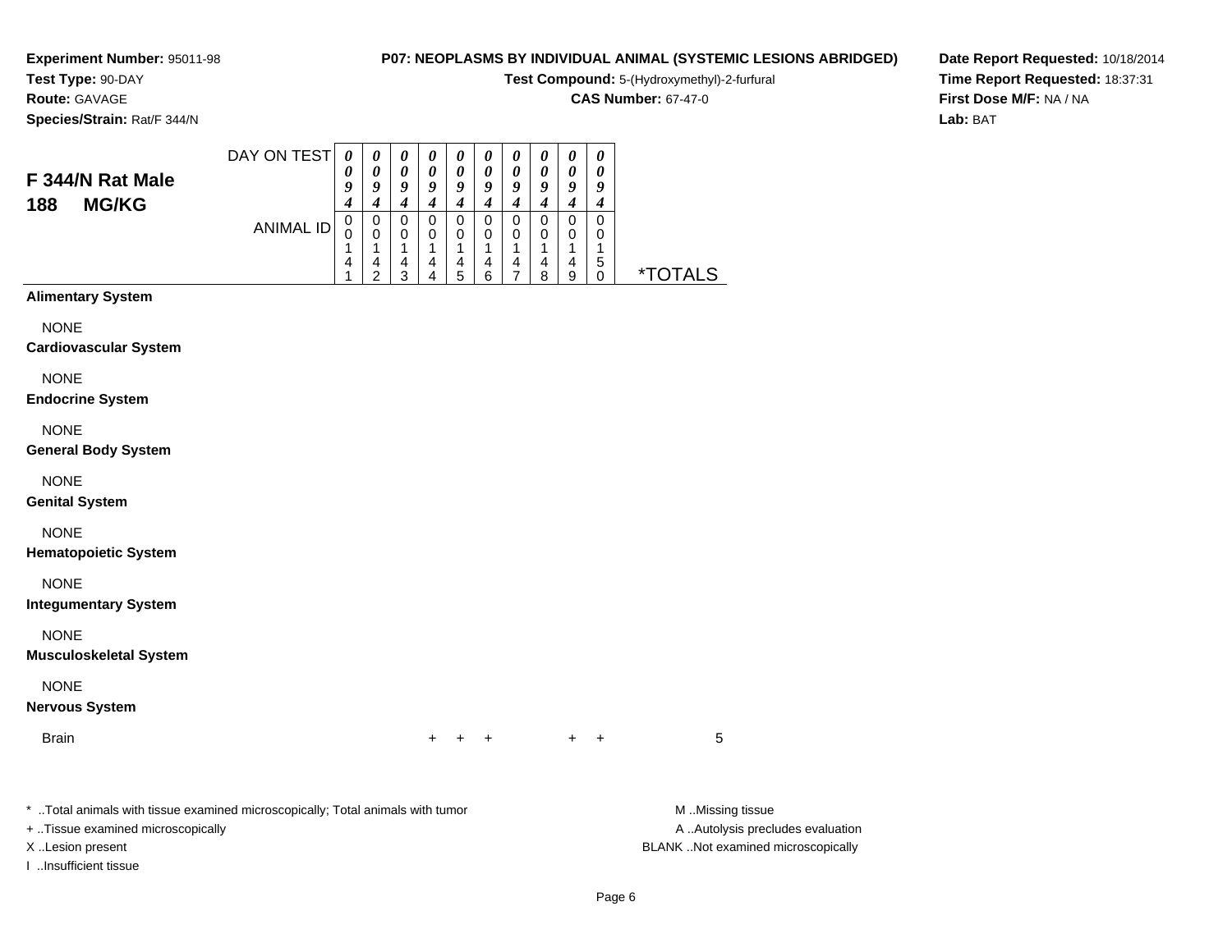**Experiment Number:** 95011-98
**Test Type:** 90-DAY
**Route:** GAVAGE
**Species/Strain:** Rat/F 344/N

**P07: NEOPLASMS BY INDIVIDUAL ANIMAL (SYSTEMIC LESIONS ABRIDGED)**
**Test Compound:** 5-(Hydroxymethyl)-2-furfural
**CAS Number:** 67-47-0

**Date Report Requested:** 10/18/2014
**Time Report Requested:** 18:37:31
**First Dose M/F:** NA / NA
**Lab:** BAT

## F 344/N Rat Male
## 188 MG/KG

| DAY ON TEST | 0094 | 0094 | 0094 | 0094 | 0094 | 0094 | 0094 | 0094 | 0094 | 0094 | |
|---|---|---|---|---|---|---|---|---|---|---|---|
| **ANIMAL ID** | 0014 1 | 0014 2 | 0014 3 | 0014 4 | 0014 5 | 0014 6 | 0014 7 | 0014 8 | 0014 9 | 0015 0 | ***TOTALS** |
| **Alimentary System** | | | | | | | | | | | |
| NONE | | | | | | | | | | | |
| **Cardiovascular System** | | | | | | | | | | | |
| NONE | | | | | | | | | | | |
| **Endocrine System** | | | | | | | | | | | |
| NONE | | | | | | | | | | | |
| **General Body System** | | | | | | | | | | | |
| NONE | | | | | | | | | | | |
| **Genital System** | | | | | | | | | | | |
| NONE | | | | | | | | | | | |
| **Hematopoietic System** | | | | | | | | | | | |
| NONE | | | | | | | | | | | |
| **Integumentary System** | | | | | | | | | | | |
| NONE | | | | | | | | | | | |
| **Musculoskeletal System** | | | | | | | | | | | |
| NONE | | | | | | | | | | | |
| **Nervous System** | | | | | | | | | | | |
| Brain | | | | + | + | + | | | + | + | 5 |

* ..Total animals with tissue examined microscopically; Total animals with tumor
+ ..Tissue examined microscopically
X ..Lesion present
I ..Insufficient tissue

M ..Missing tissue
A ..Autolysis precludes evaluation
BLANK ..Not examined microscopically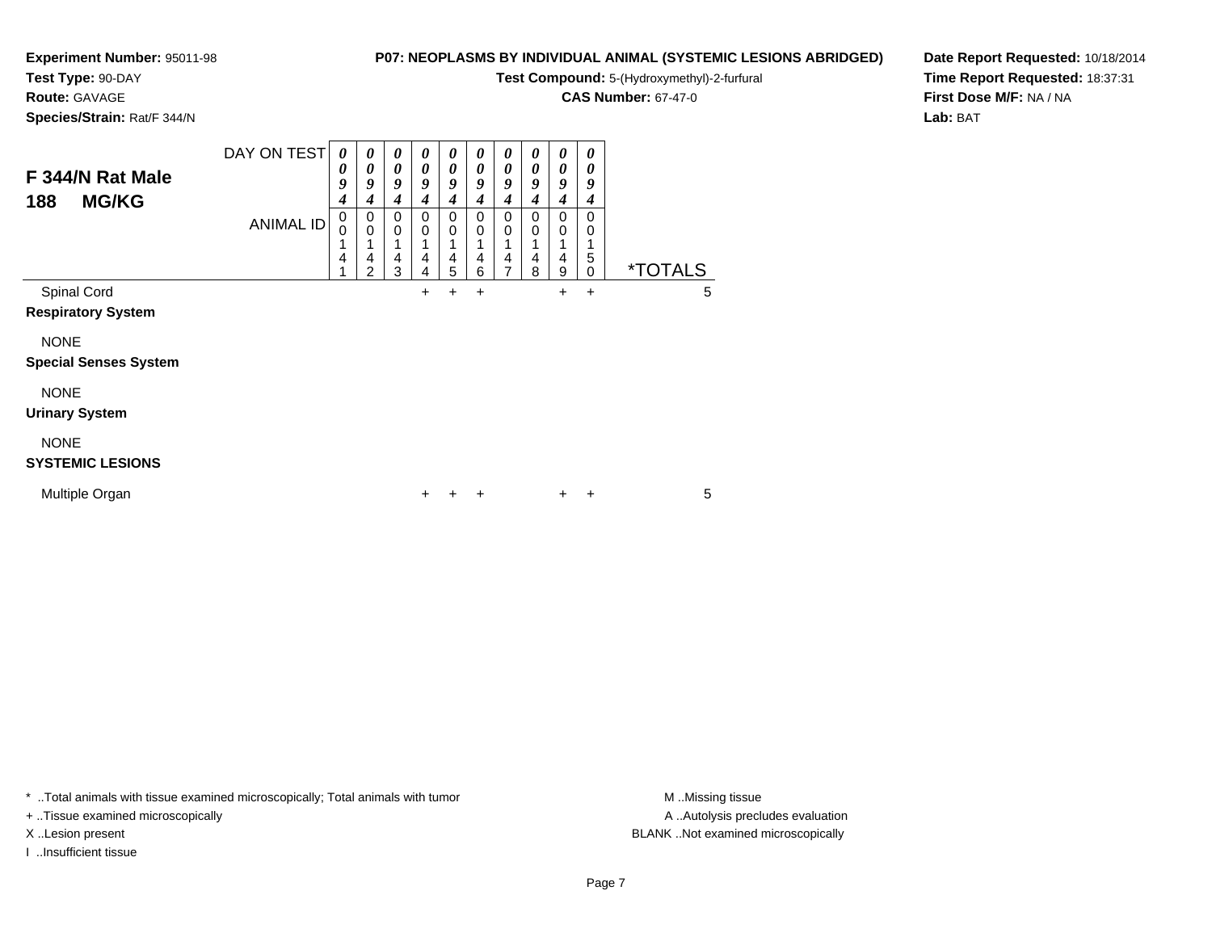**Experiment Number:** 95011-98
**Test Type:** 90-DAY
**Route:** GAVAGE
**Species/Strain:** Rat/F 344/N

**P07: NEOPLASMS BY INDIVIDUAL ANIMAL (SYSTEMIC LESIONS ABRIDGED)**
**Test Compound:** 5-(Hydroxymethyl)-2-furfural
**CAS Number:** 67-47-0

**Date Report Requested:** 10/18/2014
**Time Report Requested:** 18:37:31
**First Dose M/F:** NA / NA
**Lab:** BAT

## F 344/N Rat Male 188 MG/KG

| DAY ON TEST | 0094 | 0094 | 0094 | 0094 | 0094 | 0094 | 0094 | 0094 | 0094 | 0094 | |
|---|---|---|---|---|---|---|---|---|---|---|---|
| ANIMAL ID | 00141 | 00142 | 00143 | 00144 | 00145 | 00146 | 00147 | 00148 | 00149 | 00150 | *TOTALS |
| Spinal Cord | | | | + | + | + | | | + | + | 5 |
| **Respiratory System** | | | | | | | | | | | |
| NONE | | | | | | | | | | | |
| **Special Senses System** | | | | | | | | | | | |
| NONE | | | | | | | | | | | |
| **Urinary System** | | | | | | | | | | | |
| NONE | | | | | | | | | | | |
| **SYSTEMIC LESIONS** | | | | | | | | | | | |
| Multiple Organ | | | | + | + | + | | | + | + | 5 |

* ..Total animals with tissue examined microscopically; Total animals with tumor
+ ..Tissue examined microscopically
X ..Lesion present
I ..Insufficient tissue

M ..Missing tissue
A ..Autolysis precludes evaluation
BLANK ..Not examined microscopically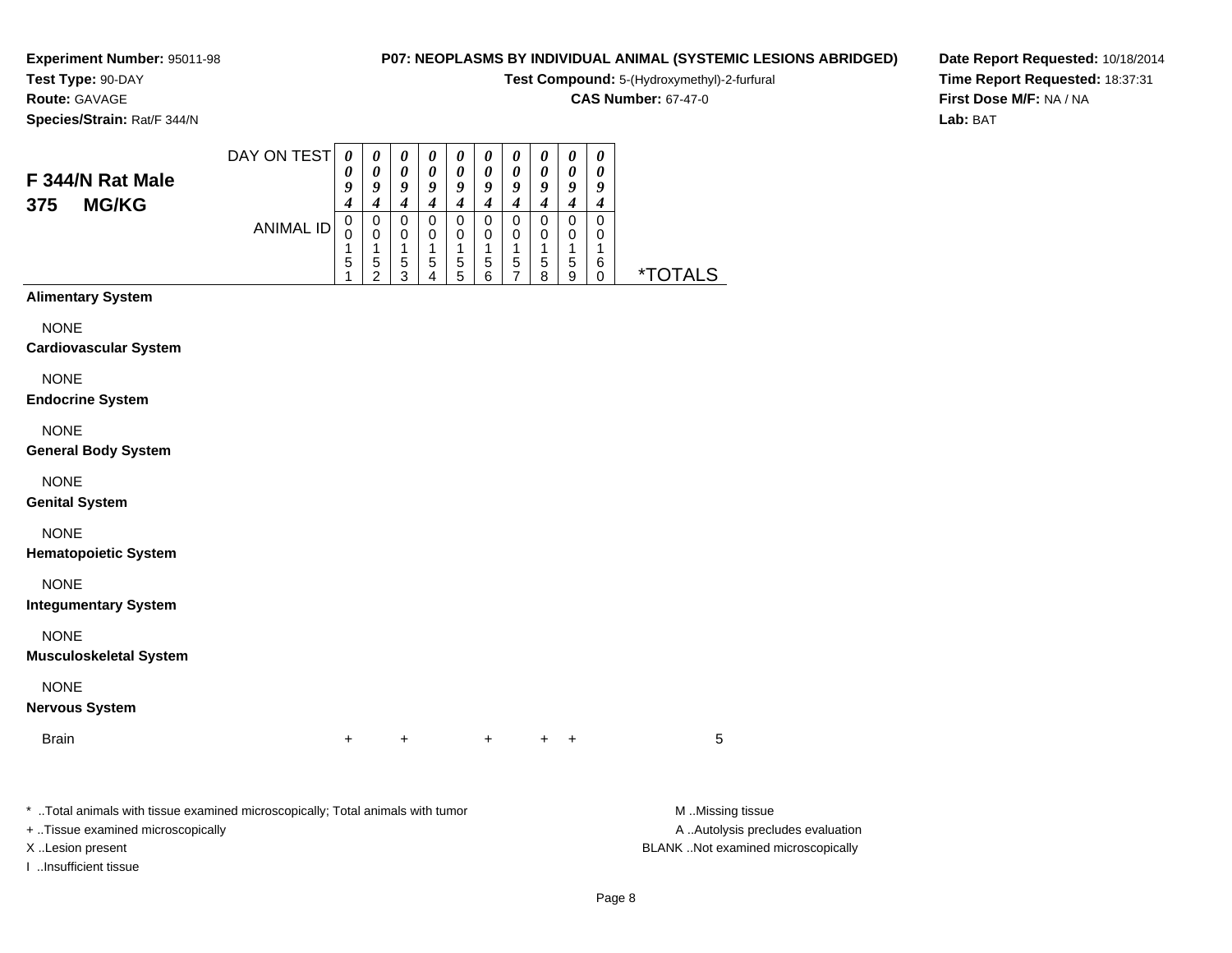**Experiment Number:** 95011-98
**Test Type:** 90-DAY
**Route:** GAVAGE
**Species/Strain:** Rat/F 344/N

**P07: NEOPLASMS BY INDIVIDUAL ANIMAL (SYSTEMIC LESIONS ABRIDGED)**
**Test Compound:** 5-(Hydroxymethyl)-2-furfural
**CAS Number:** 67-47-0

**Date Report Requested:** 10/18/2014
**Time Report Requested:** 18:37:31
**First Dose M/F:** NA / NA
**Lab:** BAT

## F 344/N Rat Male 375 MG/KG

| DAY ON TEST | 0094 | 0094 | 0094 | 0094 | 0094 | 0094 | 0094 | 0094 | 0094 | 0094 | |
|---|---|---|---|---|---|---|---|---|---|---|---|
| ANIMAL ID | 00151 | 00152 | 00153 | 00154 | 00155 | 00156 | 00157 | 00158 | 00159 | 00160 | *TOTALS |
| **Alimentary System** | | | | | | | | | | | |
| NONE | | | | | | | | | | | |
| **Cardiovascular System** | | | | | | | | | | | |
| NONE | | | | | | | | | | | |
| **Endocrine System** | | | | | | | | | | | |
| NONE | | | | | | | | | | | |
| **General Body System** | | | | | | | | | | | |
| NONE | | | | | | | | | | | |
| **Genital System** | | | | | | | | | | | |
| NONE | | | | | | | | | | | |
| **Hematopoietic System** | | | | | | | | | | | |
| NONE | | | | | | | | | | | |
| **Integumentary System** | | | | | | | | | | | |
| NONE | | | | | | | | | | | |
| **Musculoskeletal System** | | | | | | | | | | | |
| NONE | | | | | | | | | | | |
| **Nervous System** | | | | | | | | | | | |
| Brain | + | + | | | | + | | + | + | | 5 |

* ..Total animals with tissue examined microscopically; Total animals with tumor
+ ..Tissue examined microscopically
X ..Lesion present
I ..Insufficient tissue

M ..Missing tissue
A ..Autolysis precludes evaluation
BLANK ..Not examined microscopically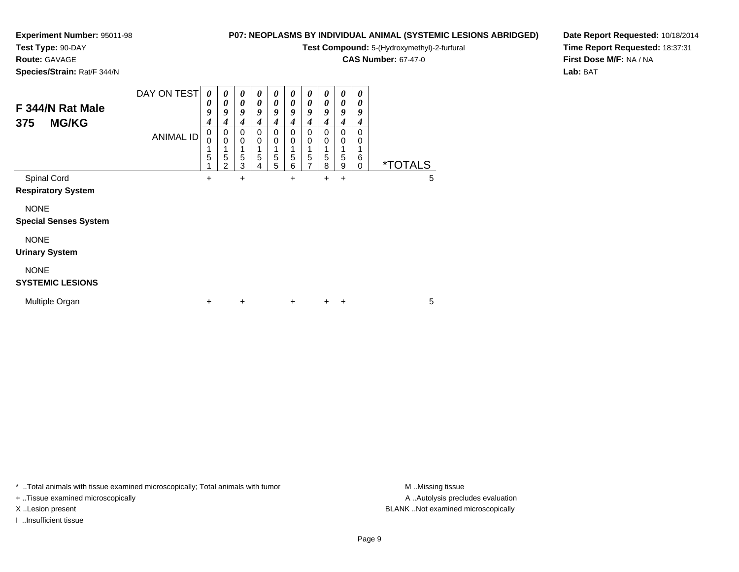**Experiment Number:** 95011-98
**Test Type:** 90-DAY
**Route:** GAVAGE
**Species/Strain:** Rat/F 344/N

**P07: NEOPLASMS BY INDIVIDUAL ANIMAL (SYSTEMIC LESIONS ABRIDGED)**
**Test Compound:** 5-(Hydroxymethyl)-2-furfural
**CAS Number:** 67-47-0

**Date Report Requested:** 10/18/2014
**Time Report Requested:** 18:37:31
**First Dose M/F:** NA / NA
**Lab:** BAT

## F 344/N Rat Male 375 MG/KG

| DAY ON TEST | 0094 | 0094 | 0094 | 0094 | 0094 | 0094 | 0094 | 0094 | 0094 | 0094 | |
|---|---|---|---|---|---|---|---|---|---|---|---|
| ANIMAL ID | 00151 | 00152 | 00153 | 00154 | 00155 | 00156 | 00157 | 00158 | 00159 | 00160 | *TOTALS |
| Spinal Cord | + | | + | | | + | | + | + | | 5 |
| **Respiratory System** | | | | | | | | | | | |
| NONE | | | | | | | | | | | |
| **Special Senses System** | | | | | | | | | | | |
| NONE | | | | | | | | | | | |
| **Urinary System** | | | | | | | | | | | |
| NONE | | | | | | | | | | | |
| **SYSTEMIC LESIONS** | | | | | | | | | | | |
| Multiple Organ | + | | + | | | + | | + | + | | 5 |

* ..Total animals with tissue examined microscopically; Total animals with tumor
+ ..Tissue examined microscopically
X ..Lesion present
I ..Insufficient tissue

M ..Missing tissue
A ..Autolysis precludes evaluation
BLANK ..Not examined microscopically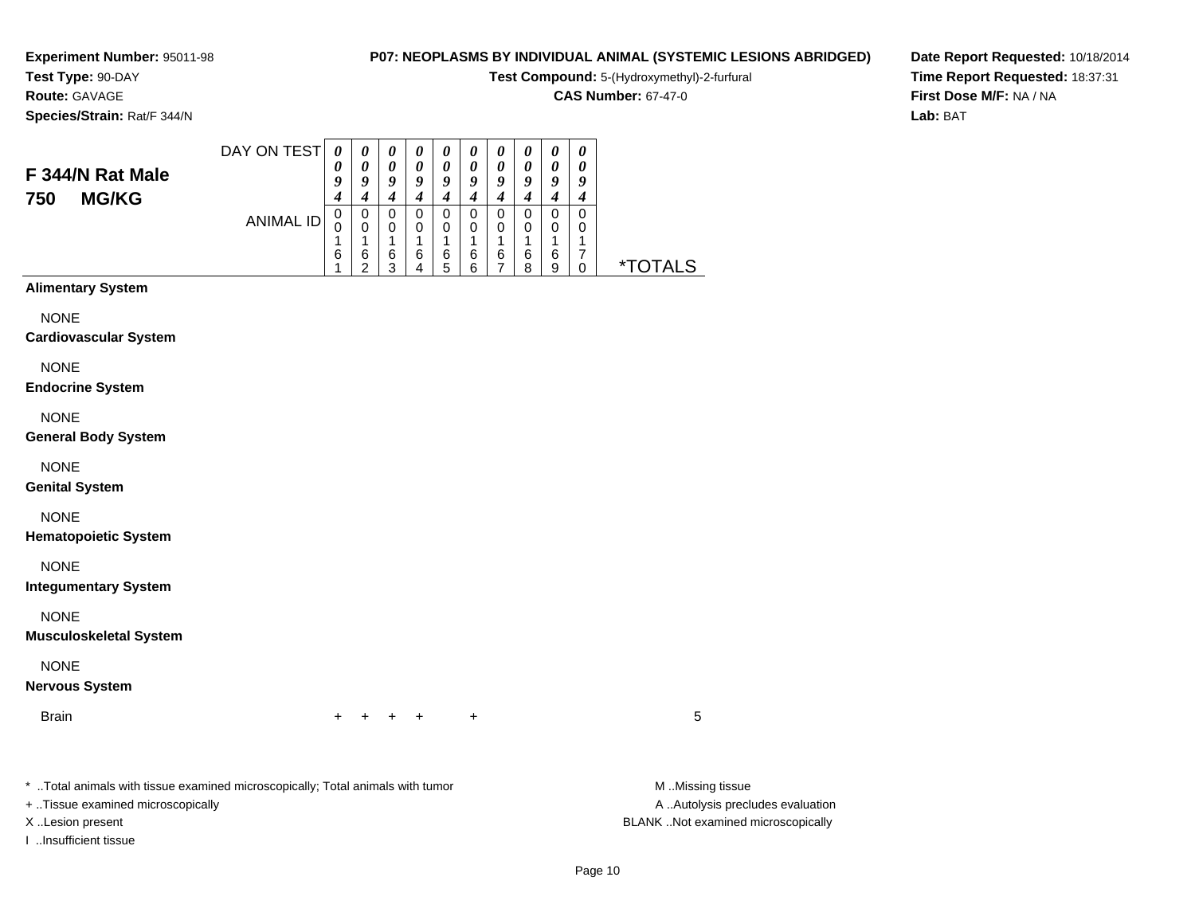**Experiment Number:** 95011-98
**Test Type:** 90-DAY
**Route:** GAVAGE
**Species/Strain:** Rat/F 344/N

**P07: NEOPLASMS BY INDIVIDUAL ANIMAL (SYSTEMIC LESIONS ABRIDGED)**
**Test Compound:** 5-(Hydroxymethyl)-2-furfural
**CAS Number:** 67-47-0

**Date Report Requested:** 10/18/2014
**Time Report Requested:** 18:37:31
**First Dose M/F:** NA / NA
**Lab:** BAT

## F 344/N Rat Male
## 750 MG/KG

| DAY ON TEST | 0094 | 0094 | 0094 | 0094 | 0094 | 0094 | 0094 | 0094 | 0094 | 0094 | |
|---|---|---|---|---|---|---|---|---|---|---|---|
| ANIMAL ID | 00161 | 00162 | 00163 | 00164 | 00165 | 00166 | 00167 | 00168 | 00169 | 00170 | *TOTALS |
| **Alimentary System** | | | | | | | | | | | |
| NONE | | | | | | | | | | | |
| **Cardiovascular System** | | | | | | | | | | | |
| NONE | | | | | | | | | | | |
| **Endocrine System** | | | | | | | | | | | |
| NONE | | | | | | | | | | | |
| **General Body System** | | | | | | | | | | | |
| NONE | | | | | | | | | | | |
| **Genital System** | | | | | | | | | | | |
| NONE | | | | | | | | | | | |
| **Hematopoietic System** | | | | | | | | | | | |
| NONE | | | | | | | | | | | |
| **Integumentary System** | | | | | | | | | | | |
| NONE | | | | | | | | | | | |
| **Musculoskeletal System** | | | | | | | | | | | |
| NONE | | | | | | | | | | | |
| **Nervous System** | | | | | | | | | | | |
| Brain | + | + | + | + | | + | | | | | 5 |

\* ..Total animals with tissue examined microscopically; Total animals with tumor
+ ..Tissue examined microscopically
X ..Lesion present
I ..Insufficient tissue

M ..Missing tissue
A ..Autolysis precludes evaluation
BLANK ..Not examined microscopically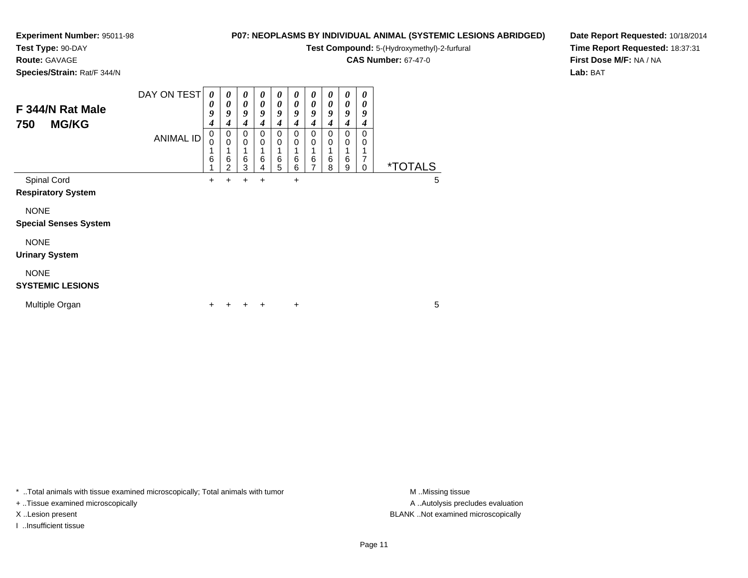**Experiment Number:** 95011-98
**Test Type:** 90-DAY
**Route:** GAVAGE
**Species/Strain:** Rat/F 344/N

**P07: NEOPLASMS BY INDIVIDUAL ANIMAL (SYSTEMIC LESIONS ABRIDGED)**
**Test Compound:** 5-(Hydroxymethyl)-2-furfural
**CAS Number:** 67-47-0

**Date Report Requested:** 10/18/2014
**Time Report Requested:** 18:37:31
**First Dose M/F:** NA / NA
**Lab:** BAT

## F 344/N Rat Male 750 MG/KG

| DAY ON TEST | 0094 | 0094 | 0094 | 0094 | 0094 | 0094 | 0094 | 0094 | 0094 | 0094 | |
|---|---|---|---|---|---|---|---|---|---|---|---|
| ANIMAL ID | 00161 | 00162 | 00163 | 00164 | 00165 | 00166 | 00167 | 00168 | 00169 | 00170 | *TOTALS |
| Spinal Cord | + | + | + | + | | + | | | | | 5 |
| **Respiratory System** | | | | | | | | | | | |
| NONE | | | | | | | | | | | |
| **Special Senses System** | | | | | | | | | | | |
| NONE | | | | | | | | | | | |
| **Urinary System** | | | | | | | | | | | |
| NONE | | | | | | | | | | | |
| **SYSTEMIC LESIONS** | | | | | | | | | | | |
| Multiple Organ | + | + | + | + | | + | | | | | 5 |

* ..Total animals with tissue examined microscopically; Total animals with tumor
+ ..Tissue examined microscopically
X ..Lesion present
I ..Insufficient tissue

M ..Missing tissue
A ..Autolysis precludes evaluation
BLANK ..Not examined microscopically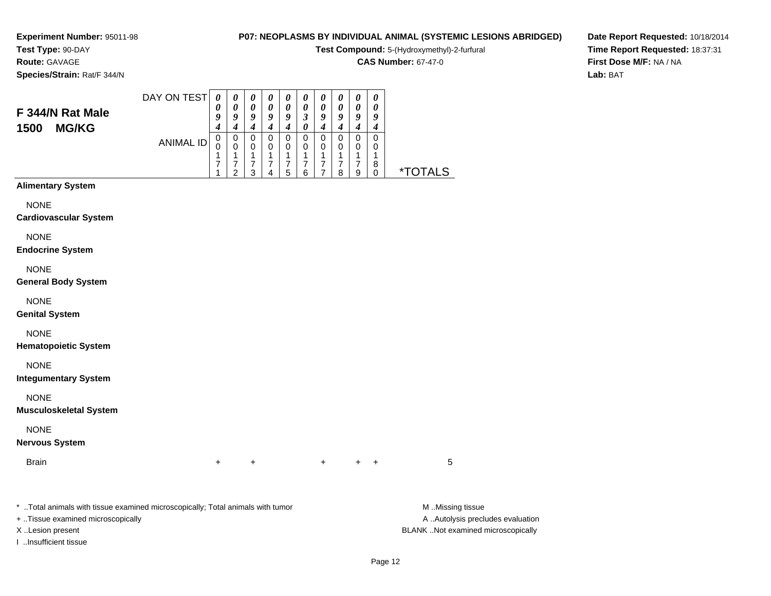**Experiment Number:** 95011-98
**Test Type:** 90-DAY
**Route:** GAVAGE
**Species/Strain:** Rat/F 344/N

**P07: NEOPLASMS BY INDIVIDUAL ANIMAL (SYSTEMIC LESIONS ABRIDGED)**
**Test Compound:** 5-(Hydroxymethyl)-2-furfural
**CAS Number:** 67-47-0

**Date Report Requested:** 10/18/2014
**Time Report Requested:** 18:37:31
**First Dose M/F:** NA / NA
**Lab:** BAT

## F 344/N Rat Male 1500 MG/KG

| DAY ON TEST | 0094 | 0094 | 0094 | 0094 | 0094 | 0030 | 0094 | 0094 | 0094 | 0094 | |
|---|---|---|---|---|---|---|---|---|---|---|---|
| **ANIMAL ID** | 00171 | 00172 | 00173 | 00174 | 00175 | 00176 | 00177 | 00178 | 00179 | 00180 | ***TOTALS** |
| **Alimentary System** | | | | | | | | | | | |
| NONE | | | | | | | | | | | |
| **Cardiovascular System** | | | | | | | | | | | |
| NONE | | | | | | | | | | | |
| **Endocrine System** | | | | | | | | | | | |
| NONE | | | | | | | | | | | |
| **General Body System** | | | | | | | | | | | |
| NONE | | | | | | | | | | | |
| **Genital System** | | | | | | | | | | | |
| NONE | | | | | | | | | | | |
| **Hematopoietic System** | | | | | | | | | | | |
| NONE | | | | | | | | | | | |
| **Integumentary System** | | | | | | | | | | | |
| NONE | | | | | | | | | | | |
| **Musculoskeletal System** | | | | | | | | | | | |
| NONE | | | | | | | | | | | |
| **Nervous System** | | | | | | | | | | | |
| Brain | + | | + | | | | + | | + | + | 5 |

\* ..Total animals with tissue examined microscopically; Total animals with tumor
+ ..Tissue examined microscopically
X ..Lesion present
I ..Insufficient tissue

M ..Missing tissue
A ..Autolysis precludes evaluation
BLANK ..Not examined microscopically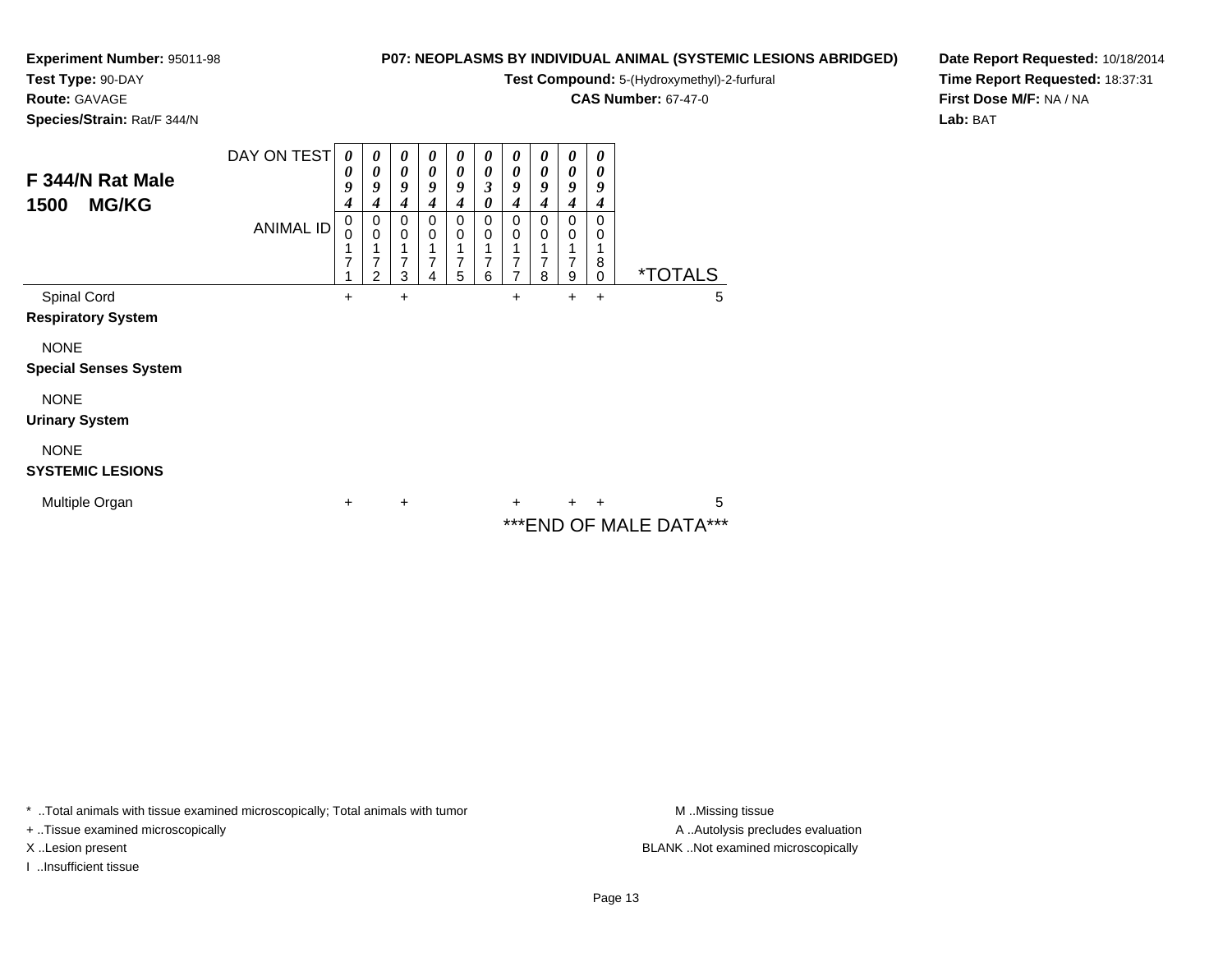**Experiment Number:** 95011-98
**Test Type:** 90-DAY
**Route:** GAVAGE
**Species/Strain:** Rat/F 344/N

**P07: NEOPLASMS BY INDIVIDUAL ANIMAL (SYSTEMIC LESIONS ABRIDGED)**
**Test Compound:** 5-(Hydroxymethyl)-2-furfural
**CAS Number:** 67-47-0

**Date Report Requested:** 10/18/2014
**Time Report Requested:** 18:37:31
**First Dose M/F:** NA / NA
**Lab:** BAT

## F 344/N Rat Male
## 1500 MG/KG

| DAY ON TEST | 0094 | 0094 | 0094 | 0094 | 0094 | 0030 | 0094 | 0094 | 0094 | 0094 | |
|---|---|---|---|---|---|---|---|---|---|---|---|
| ANIMAL ID | 00171 | 00172 | 00173 | 00174 | 00175 | 00176 | 00177 | 00178 | 00179 | 00180 | *TOTALS |
| Spinal Cord | + | | + | | | | + | | + | + | 5 |
| **Respiratory System** | | | | | | | | | | | |
| NONE | | | | | | | | | | | |
| **Special Senses System** | | | | | | | | | | | |
| NONE | | | | | | | | | | | |
| **Urinary System** | | | | | | | | | | | |
| NONE | | | | | | | | | | | |
| **SYSTEMIC LESIONS** | | | | | | | | | | | |
| Multiple Organ | + | | + | | | | + | | + | + | 5 |

***END OF MALE DATA***

* ..Total animals with tissue examined microscopically; Total animals with tumor
+ ..Tissue examined microscopically
X ..Lesion present
I ..Insufficient tissue

M ..Missing tissue
A ..Autolysis precludes evaluation
BLANK ..Not examined microscopically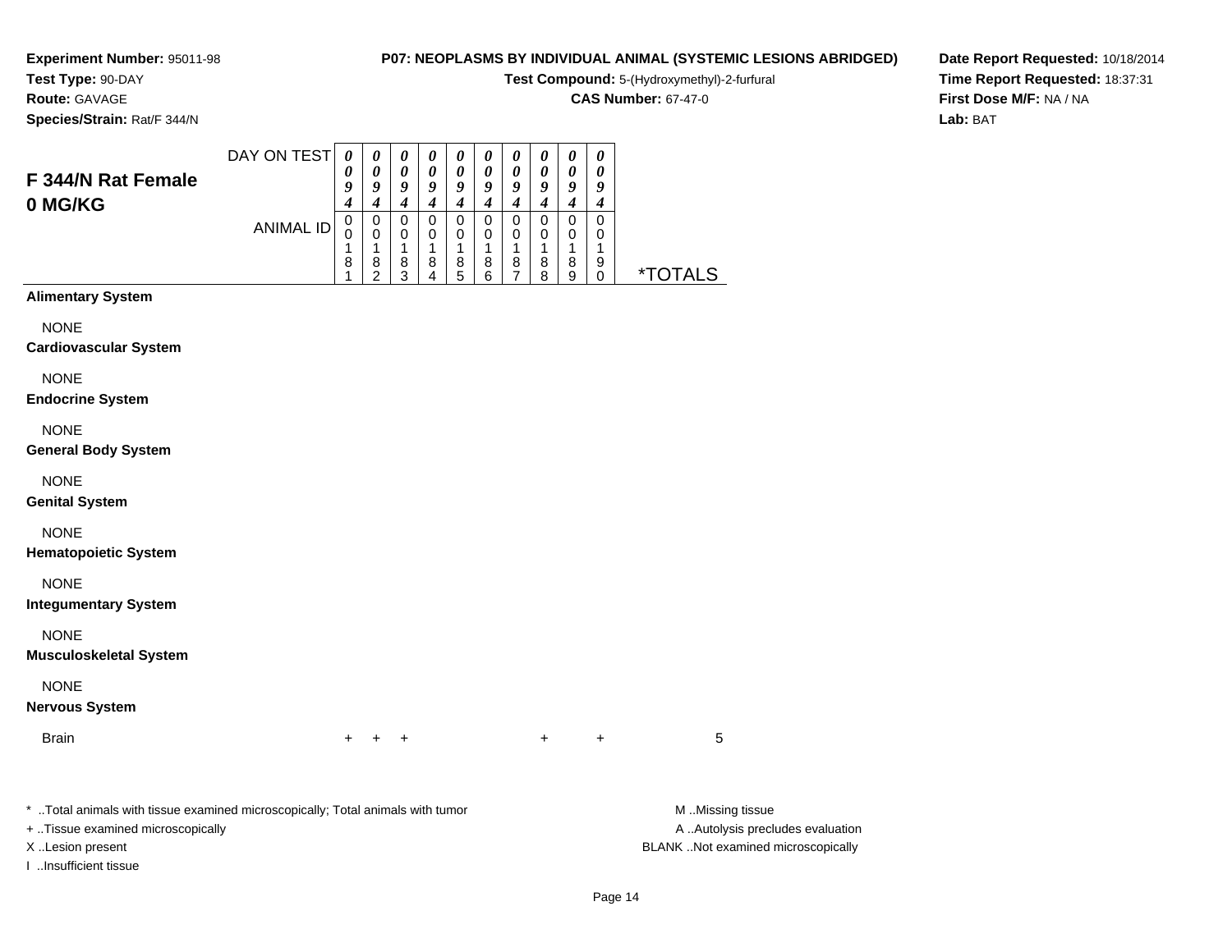**Experiment Number:** 95011-98
**Test Type:** 90-DAY
**Route:** GAVAGE
**Species/Strain:** Rat/F 344/N

**P07: NEOPLASMS BY INDIVIDUAL ANIMAL (SYSTEMIC LESIONS ABRIDGED)**
**Test Compound:** 5-(Hydroxymethyl)-2-furfural
**CAS Number:** 67-47-0

**Date Report Requested:** 10/18/2014
**Time Report Requested:** 18:37:31
**First Dose M/F:** NA / NA
**Lab:** BAT

## F 344/N Rat Female 0 MG/KG

| DAY ON TEST | 0094 | 0094 | 0094 | 0094 | 0094 | 0094 | 0094 | 0094 | 0094 | 0094 | |
|---|---|---|---|---|---|---|---|---|---|---|---|
| ANIMAL ID | 00181 | 00182 | 00183 | 00184 | 00185 | 00186 | 00187 | 00188 | 00189 | 00190 | *TOTALS |
| **Alimentary System** | | | | | | | | | | | |
| NONE | | | | | | | | | | | |
| **Cardiovascular System** | | | | | | | | | | | |
| NONE | | | | | | | | | | | |
| **Endocrine System** | | | | | | | | | | | |
| NONE | | | | | | | | | | | |
| **General Body System** | | | | | | | | | | | |
| NONE | | | | | | | | | | | |
| **Genital System** | | | | | | | | | | | |
| NONE | | | | | | | | | | | |
| **Hematopoietic System** | | | | | | | | | | | |
| NONE | | | | | | | | | | | |
| **Integumentary System** | | | | | | | | | | | |
| NONE | | | | | | | | | | | |
| **Musculoskeletal System** | | | | | | | | | | | |
| NONE | | | | | | | | | | | |
| **Nervous System** | | | | | | | | | | | |
| Brain | + | + | + | | | | | + | | + | 5 |

* ..Total animals with tissue examined microscopically; Total animals with tumor
+ ..Tissue examined microscopically
X ..Lesion present
I ..Insufficient tissue

M ..Missing tissue
A ..Autolysis precludes evaluation
BLANK ..Not examined microscopically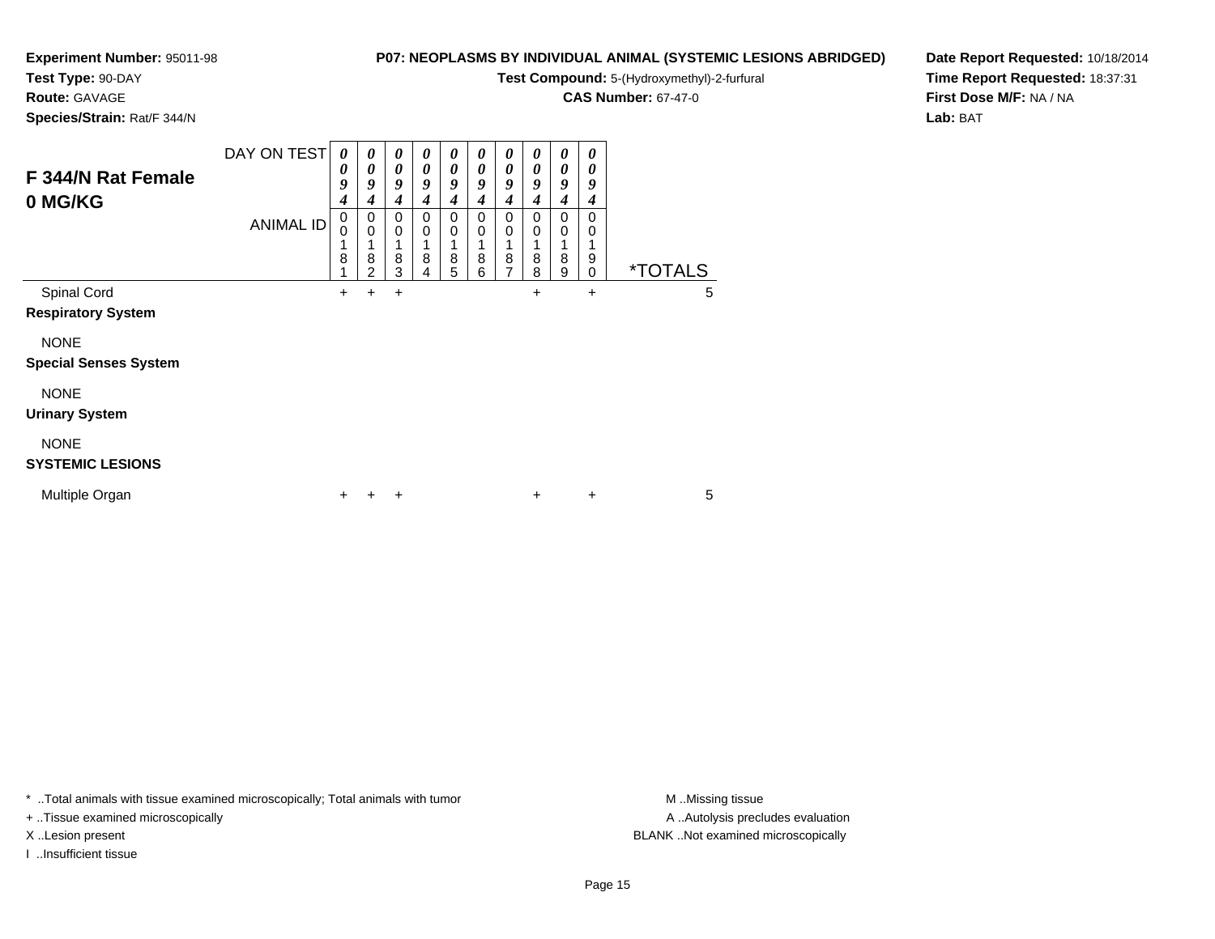**Experiment Number:** 95011-98
**Test Type:** 90-DAY
**Route:** GAVAGE
**Species/Strain:** Rat/F 344/N

**P07: NEOPLASMS BY INDIVIDUAL ANIMAL (SYSTEMIC LESIONS ABRIDGED)**
**Test Compound:** 5-(Hydroxymethyl)-2-furfural
**CAS Number:** 67-47-0

**Date Report Requested:** 10/18/2014
**Time Report Requested:** 18:37:31
**First Dose M/F:** NA / NA
**Lab:** BAT

## F 344/N Rat Female 0 MG/KG

| DAY ON TEST | 0094 | 0094 | 0094 | 0094 | 0094 | 0094 | 0094 | 0094 | 0094 | 0094 | |
|---|---|---|---|---|---|---|---|---|---|---|---|
| ANIMAL ID | 00181 | 00182 | 00183 | 00184 | 00185 | 00186 | 00187 | 00188 | 00189 | 00190 | *TOTALS |
| Spinal Cord | + | + | + | | | | | + | | + | 5 |
| **Respiratory System** | | | | | | | | | | | |
| NONE | | | | | | | | | | | |
| **Special Senses System** | | | | | | | | | | | |
| NONE | | | | | | | | | | | |
| **Urinary System** | | | | | | | | | | | |
| NONE | | | | | | | | | | | |
| **SYSTEMIC LESIONS** | | | | | | | | | | | |
| Multiple Organ | + | + | + | | | | | + | | + | 5 |

* ..Total animals with tissue examined microscopically; Total animals with tumor
+ ..Tissue examined microscopically
X ..Lesion present
I ..Insufficient tissue

M ..Missing tissue
A ..Autolysis precludes evaluation
BLANK ..Not examined microscopically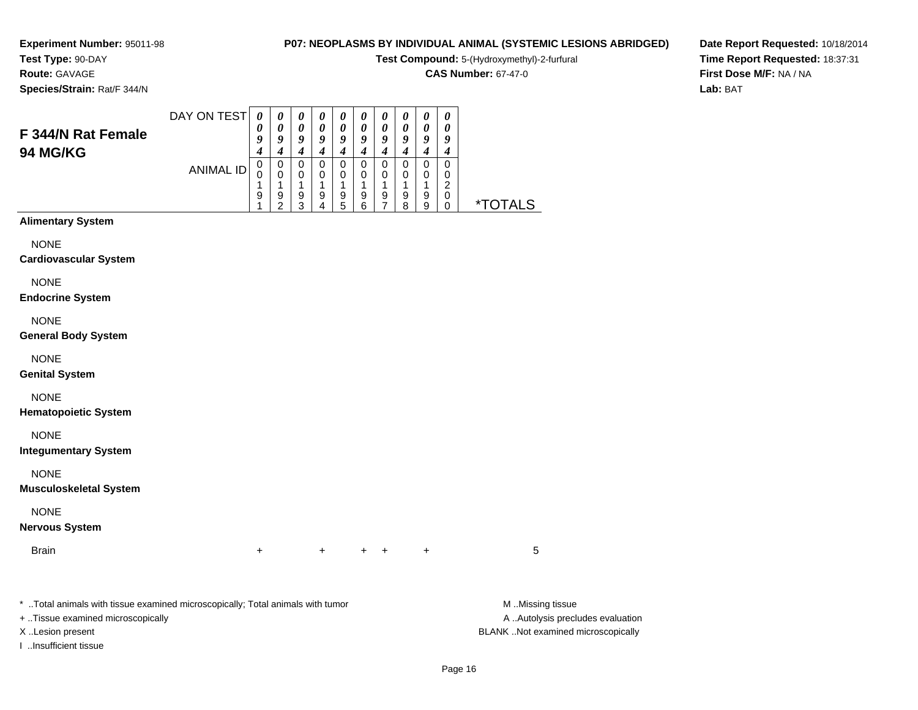**Experiment Number:** 95011-98
**Test Type:** 90-DAY
**Route:** GAVAGE
**Species/Strain:** Rat/F 344/N

**P07: NEOPLASMS BY INDIVIDUAL ANIMAL (SYSTEMIC LESIONS ABRIDGED)**
**Test Compound:** 5-(Hydroxymethyl)-2-furfural
**CAS Number:** 67-47-0

**Date Report Requested:** 10/18/2014
**Time Report Requested:** 18:37:31
**First Dose M/F:** NA / NA
**Lab:** BAT

## F 344/N Rat Female 94 MG/KG

| DAY ON TEST | 0094 | 0094 | 0094 | 0094 | 0094 | 0094 | 0094 | 0094 | 0094 | 0094 | |
|---|---|---|---|---|---|---|---|---|---|---|---|
| ANIMAL ID | 00191 | 00192 | 00193 | 00194 | 00195 | 00196 | 00197 | 00198 | 00199 | 00200 | *TOTALS |
| **Alimentary System** | | | | | | | | | | | |
| NONE | | | | | | | | | | | |
| **Cardiovascular System** | | | | | | | | | | | |
| NONE | | | | | | | | | | | |
| **Endocrine System** | | | | | | | | | | | |
| NONE | | | | | | | | | | | |
| **General Body System** | | | | | | | | | | | |
| NONE | | | | | | | | | | | |
| **Genital System** | | | | | | | | | | | |
| NONE | | | | | | | | | | | |
| **Hematopoietic System** | | | | | | | | | | | |
| NONE | | | | | | | | | | | |
| **Integumentary System** | | | | | | | | | | | |
| NONE | | | | | | | | | | | |
| **Musculoskeletal System** | | | | | | | | | | | |
| NONE | | | | | | | | | | | |
| **Nervous System** | | | | | | | | | | | |
| Brain | + | | | + | | + | + | | + | | 5 |

\* ..Total animals with tissue examined microscopically; Total animals with tumor
\+ ..Tissue examined microscopically
X ..Lesion present
I ..Insufficient tissue

M ..Missing tissue
A ..Autolysis precludes evaluation
BLANK ..Not examined microscopically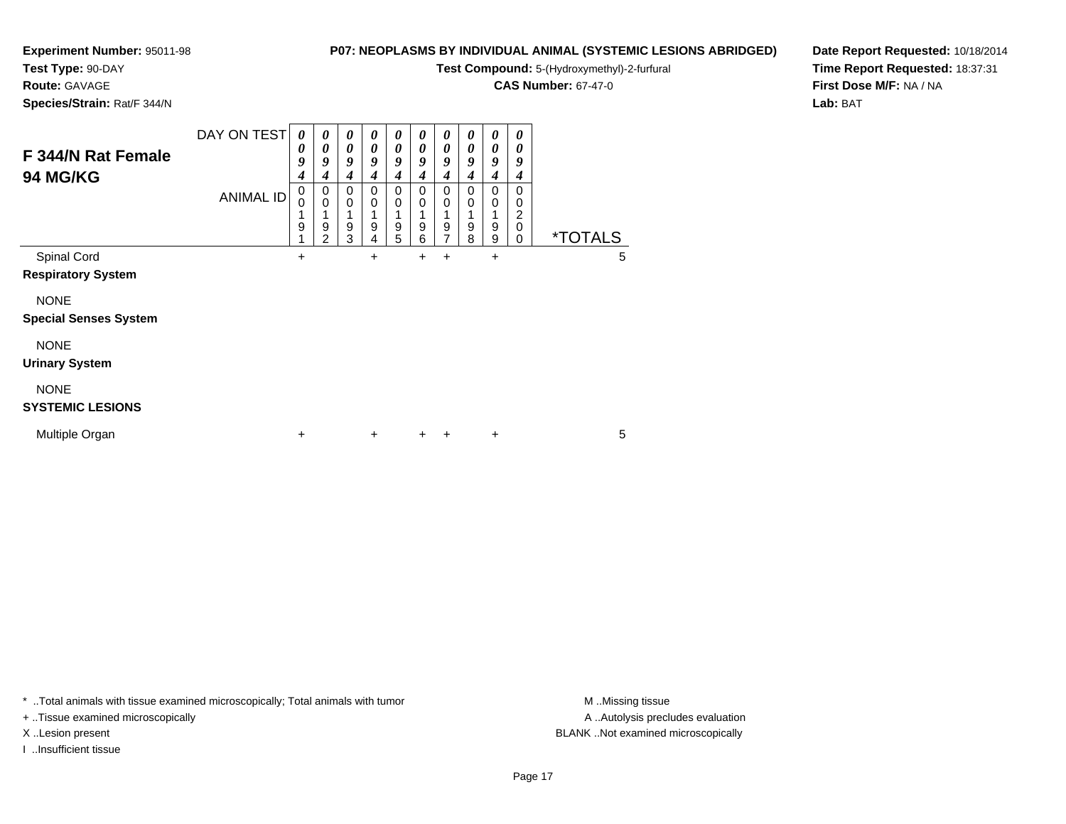**Experiment Number:** 95011-98
**Test Type:** 90-DAY
**Route:** GAVAGE
**Species/Strain:** Rat/F 344/N

**P07: NEOPLASMS BY INDIVIDUAL ANIMAL (SYSTEMIC LESIONS ABRIDGED)**
**Test Compound:** 5-(Hydroxymethyl)-2-furfural
**CAS Number:** 67-47-0

**Date Report Requested:** 10/18/2014
**Time Report Requested:** 18:37:31
**First Dose M/F:** NA / NA
**Lab:** BAT

## F 344/N Rat Female 94 MG/KG

| DAY ON TEST | 0094 | 0094 | 0094 | 0094 | 0094 | 0094 | 0094 | 0094 | 0094 | 0094 | |
|---|---|---|---|---|---|---|---|---|---|---|---|
| ANIMAL ID | 00191 | 00192 | 00193 | 00194 | 00195 | 00196 | 00197 | 00198 | 00199 | 00200 | *TOTALS |
| Spinal Cord | + | | | + | | + | + | | + | | 5 |
| **Respiratory System** | | | | | | | | | | | |
| NONE | | | | | | | | | | | |
| **Special Senses System** | | | | | | | | | | | |
| NONE | | | | | | | | | | | |
| **Urinary System** | | | | | | | | | | | |
| NONE | | | | | | | | | | | |
| **SYSTEMIC LESIONS** | | | | | | | | | | | |
| Multiple Organ | + | | | + | | + | + | | + | | 5 |

* ..Total animals with tissue examined microscopically; Total animals with tumor
+ ..Tissue examined microscopically
X ..Lesion present
I ..Insufficient tissue

M ..Missing tissue
A ..Autolysis precludes evaluation
BLANK ..Not examined microscopically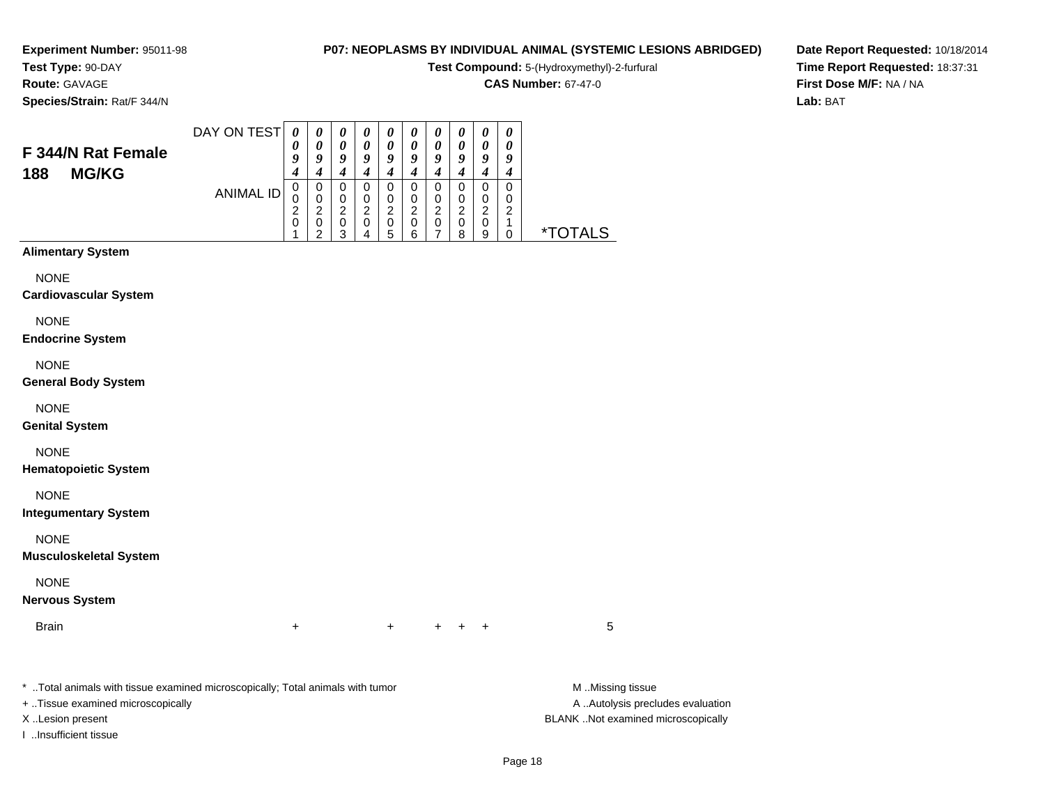**Experiment Number:** 95011-98
**Test Type:** 90-DAY
**Route:** GAVAGE
**Species/Strain:** Rat/F 344/N

**P07: NEOPLASMS BY INDIVIDUAL ANIMAL (SYSTEMIC LESIONS ABRIDGED)**
**Test Compound:** 5-(Hydroxymethyl)-2-furfural
**CAS Number:** 67-47-0

**Date Report Requested:** 10/18/2014
**Time Report Requested:** 18:37:31
**First Dose M/F:** NA / NA
**Lab:** BAT

## F 344/N Rat Female
## 188 MG/KG

| DAY ON TEST | 0094 | 0094 | 0094 | 0094 | 0094 | 0094 | 0094 | 0094 | 0094 | 0094 | |
|---|---|---|---|---|---|---|---|---|---|---|---|
| ANIMAL ID | 00201 | 00202 | 00203 | 00204 | 00205 | 00206 | 00207 | 00208 | 00209 | 00210 | *TOTALS |
| **Alimentary System** | | | | | | | | | | | |
| NONE | | | | | | | | | | | |
| **Cardiovascular System** | | | | | | | | | | | |
| NONE | | | | | | | | | | | |
| **Endocrine System** | | | | | | | | | | | |
| NONE | | | | | | | | | | | |
| **General Body System** | | | | | | | | | | | |
| NONE | | | | | | | | | | | |
| **Genital System** | | | | | | | | | | | |
| NONE | | | | | | | | | | | |
| **Hematopoietic System** | | | | | | | | | | | |
| NONE | | | | | | | | | | | |
| **Integumentary System** | | | | | | | | | | | |
| NONE | | | | | | | | | | | |
| **Musculoskeletal System** | | | | | | | | | | | |
| NONE | | | | | | | | | | | |
| **Nervous System** | | | | | | | | | | | |
| Brain | + | | | | + | | + | + | + | | 5 |

* ..Total animals with tissue examined microscopically; Total animals with tumor
+ ..Tissue examined microscopically
X ..Lesion present
I ..Insufficient tissue

M ..Missing tissue
A ..Autolysis precludes evaluation
BLANK ..Not examined microscopically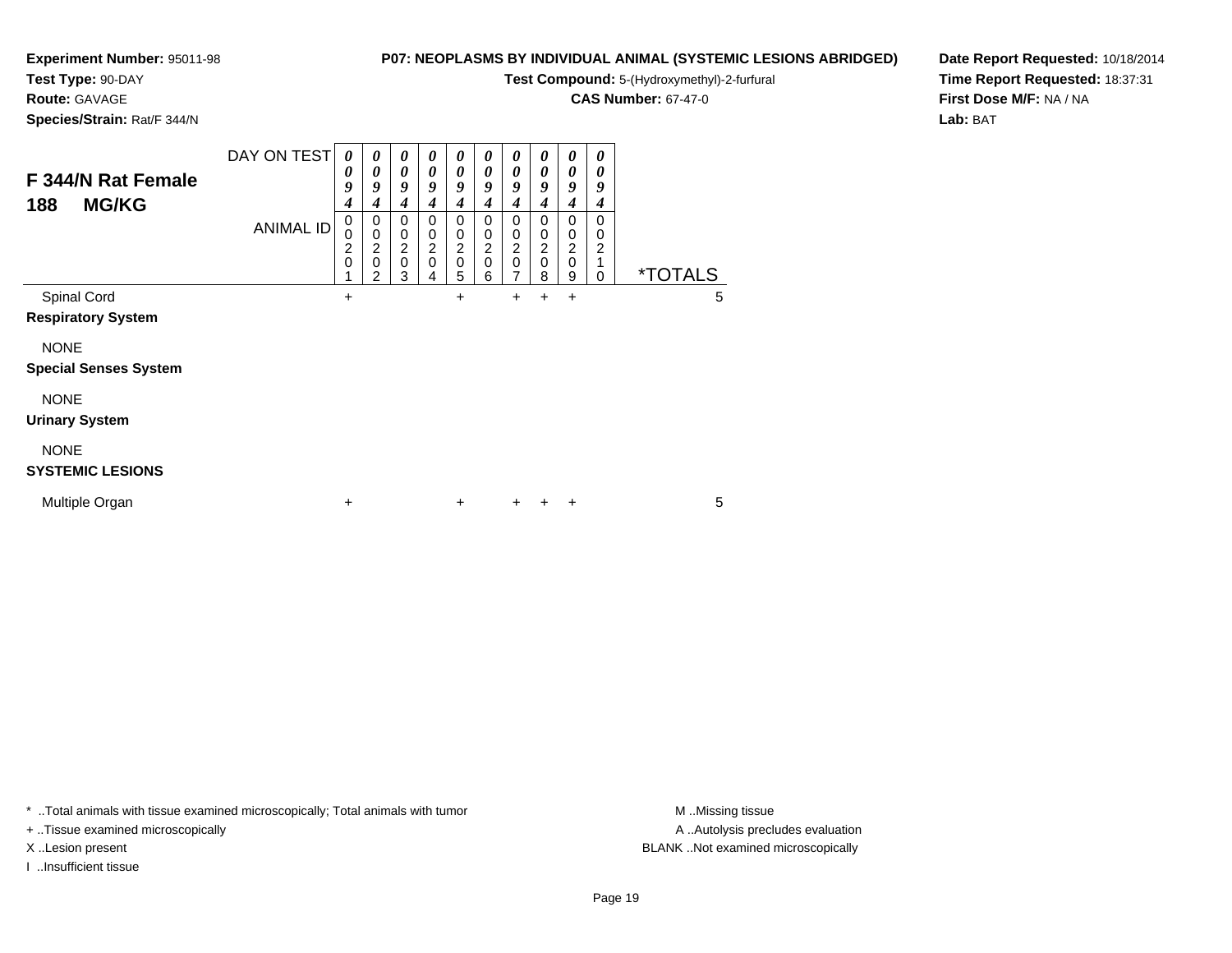**Experiment Number:** 95011-98
**Test Type:** 90-DAY
**Route:** GAVAGE
**Species/Strain:** Rat/F 344/N

**P07: NEOPLASMS BY INDIVIDUAL ANIMAL (SYSTEMIC LESIONS ABRIDGED)**
**Test Compound:** 5-(Hydroxymethyl)-2-furfural
**CAS Number:** 67-47-0

**Date Report Requested:** 10/18/2014
**Time Report Requested:** 18:37:31
**First Dose M/F:** NA / NA
**Lab:** BAT

## F 344/N Rat Female
## 188 MG/KG

| DAY ON TEST | 0094 | 0094 | 0094 | 0094 | 0094 | 0094 | 0094 | 0094 | 0094 | 0094 | |
|---|---|---|---|---|---|---|---|---|---|---|---|
| ANIMAL ID | 00201 | 00202 | 00203 | 00204 | 00205 | 00206 | 00207 | 00208 | 00209 | 00210 | *TOTALS |
| Spinal Cord | + | | | | + | | + | + | + | | 5 |
| **Respiratory System** | | | | | | | | | | | |
| NONE | | | | | | | | | | | |
| **Special Senses System** | | | | | | | | | | | |
| NONE | | | | | | | | | | | |
| **Urinary System** | | | | | | | | | | | |
| NONE | | | | | | | | | | | |
| **SYSTEMIC LESIONS** | | | | | | | | | | | |
| Multiple Organ | + | | | | + | | + | + | + | | 5 |

* ..Total animals with tissue examined microscopically; Total animals with tumor
+ ..Tissue examined microscopically
X ..Lesion present
I ..Insufficient tissue

M ..Missing tissue
A ..Autolysis precludes evaluation
BLANK ..Not examined microscopically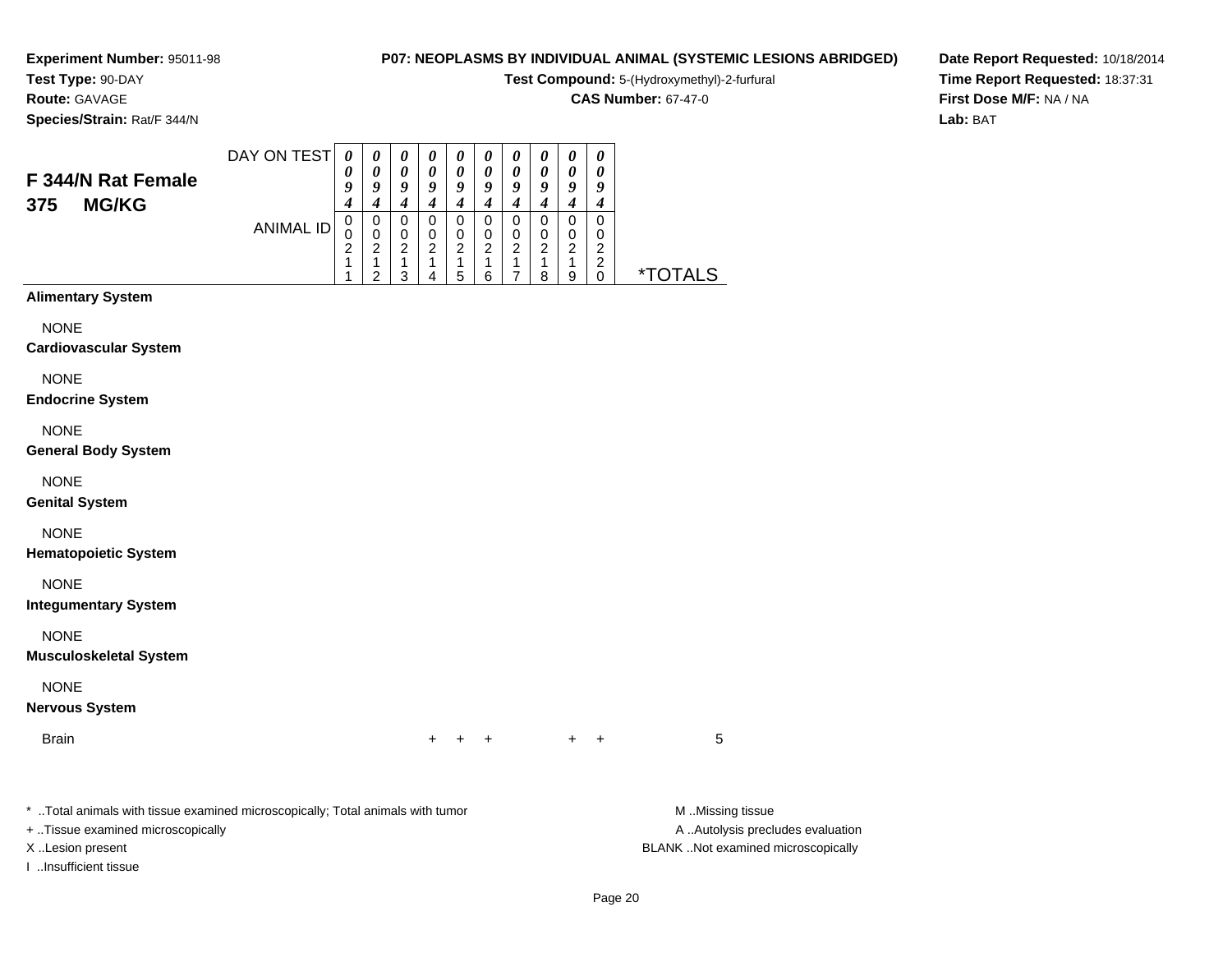**Experiment Number:** 95011-98
**Test Type:** 90-DAY
**Route:** GAVAGE
**Species/Strain:** Rat/F 344/N

**P07: NEOPLASMS BY INDIVIDUAL ANIMAL (SYSTEMIC LESIONS ABRIDGED)**
**Test Compound:** 5-(Hydroxymethyl)-2-furfural
**CAS Number:** 67-47-0

**Date Report Requested:** 10/18/2014
**Time Report Requested:** 18:37:31
**First Dose M/F:** NA / NA
**Lab:** BAT

## F 344/N Rat Female 375 MG/KG

| DAY ON TEST | 0094 | 0094 | 0094 | 0094 | 0094 | 0094 | 0094 | 0094 | 0094 | 0094 | |
|---|---|---|---|---|---|---|---|---|---|---|---|
| ANIMAL ID | 00211 | 00212 | 00213 | 00214 | 00215 | 00216 | 00217 | 00218 | 00219 | 00220 | *TOTALS |
| **Alimentary System** | | | | | | | | | | | |
| NONE | | | | | | | | | | | |
| **Cardiovascular System** | | | | | | | | | | | |
| NONE | | | | | | | | | | | |
| **Endocrine System** | | | | | | | | | | | |
| NONE | | | | | | | | | | | |
| **General Body System** | | | | | | | | | | | |
| NONE | | | | | | | | | | | |
| **Genital System** | | | | | | | | | | | |
| NONE | | | | | | | | | | | |
| **Hematopoietic System** | | | | | | | | | | | |
| NONE | | | | | | | | | | | |
| **Integumentary System** | | | | | | | | | | | |
| NONE | | | | | | | | | | | |
| **Musculoskeletal System** | | | | | | | | | | | |
| NONE | | | | | | | | | | | |
| **Nervous System** | | | | | | | | | | | |
| Brain | | | | + | + | + | | | + | + | 5 |

* ..Total animals with tissue examined microscopically; Total animals with tumor
+ ..Tissue examined microscopically
X ..Lesion present
I ..Insufficient tissue

M ..Missing tissue
A ..Autolysis precludes evaluation
BLANK ..Not examined microscopically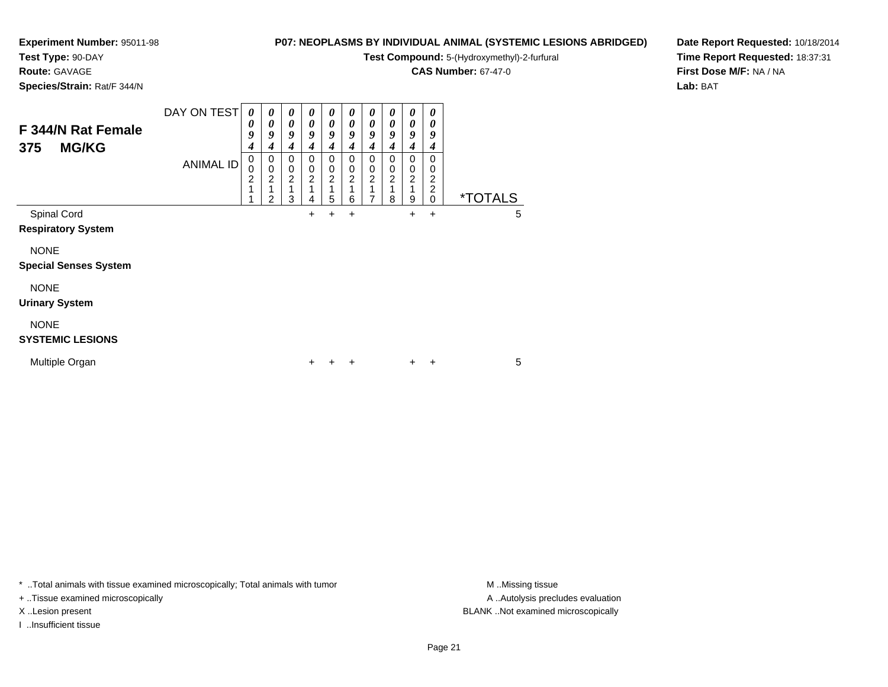**Experiment Number:** 95011-98
**Test Type:** 90-DAY
**Route:** GAVAGE
**Species/Strain:** Rat/F 344/N

**P07: NEOPLASMS BY INDIVIDUAL ANIMAL (SYSTEMIC LESIONS ABRIDGED)**
**Test Compound:** 5-(Hydroxymethyl)-2-furfural
**CAS Number:** 67-47-0

**Date Report Requested:** 10/18/2014
**Time Report Requested:** 18:37:31
**First Dose M/F:** NA / NA
**Lab:** BAT

## F 344/N Rat Female 375 MG/KG

| DAY ON TEST | 0094 | 0094 | 0094 | 0094 | 0094 | 0094 | 0094 | 0094 | 0094 | 0094 | |
|---|---|---|---|---|---|---|---|---|---|---|---|
| ANIMAL ID | 00211 | 00212 | 00213 | 00214 | 00215 | 00216 | 00217 | 00218 | 00219 | 00220 | *TOTALS |
| Spinal Cord | | | | + | + | + | | | + | + | 5 |
| **Respiratory System** | | | | | | | | | | | |
| NONE | | | | | | | | | | | |
| **Special Senses System** | | | | | | | | | | | |
| NONE | | | | | | | | | | | |
| **Urinary System** | | | | | | | | | | | |
| NONE | | | | | | | | | | | |
| **SYSTEMIC LESIONS** | | | | | | | | | | | |
| Multiple Organ | | | | + | + | + | | | + | + | 5 |

* ..Total animals with tissue examined microscopically; Total animals with tumor
+ ..Tissue examined microscopically
X ..Lesion present
I ..Insufficient tissue

M ..Missing tissue
A ..Autolysis precludes evaluation
BLANK ..Not examined microscopically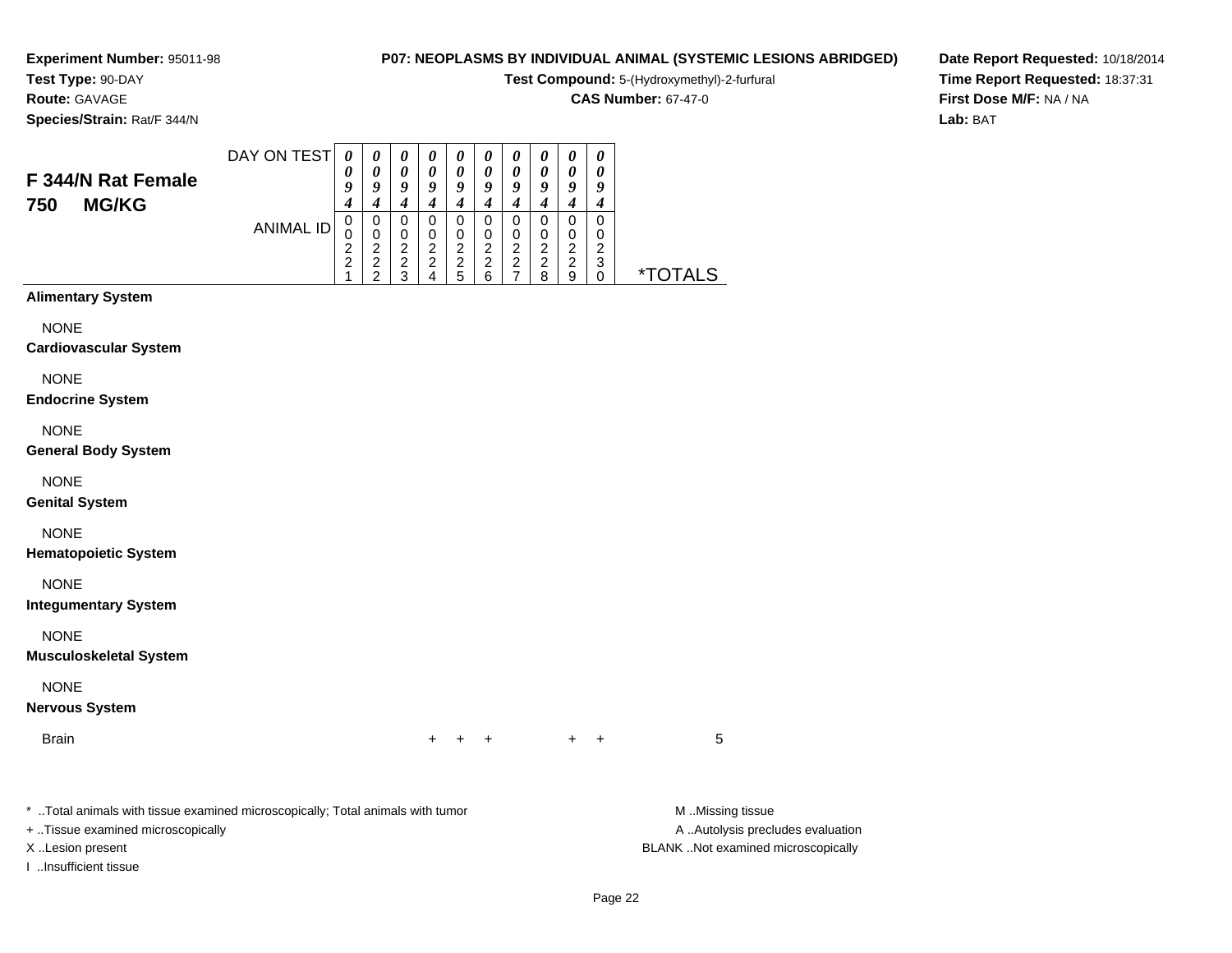**Experiment Number:** 95011-98
**Test Type:** 90-DAY
**Route:** GAVAGE
**Species/Strain:** Rat/F 344/N

**P07: NEOPLASMS BY INDIVIDUAL ANIMAL (SYSTEMIC LESIONS ABRIDGED)**
**Test Compound:** 5-(Hydroxymethyl)-2-furfural
**CAS Number:** 67-47-0

**Date Report Requested:** 10/18/2014
**Time Report Requested:** 18:37:31
**First Dose M/F:** NA / NA
**Lab:** BAT

## F 344/N Rat Female 750 MG/KG

| DAY ON TEST | 0094 | 0094 | 0094 | 0094 | 0094 | 0094 | 0094 | 0094 | 0094 | 0094 | |
|---|---|---|---|---|---|---|---|---|---|---|---|
| ANIMAL ID | 00221 | 00222 | 00223 | 00224 | 00225 | 00226 | 00227 | 00228 | 00229 | 00230 | *TOTALS |
| **Alimentary System** | | | | | | | | | | | |
| NONE | | | | | | | | | | | |
| **Cardiovascular System** | | | | | | | | | | | |
| NONE | | | | | | | | | | | |
| **Endocrine System** | | | | | | | | | | | |
| NONE | | | | | | | | | | | |
| **General Body System** | | | | | | | | | | | |
| NONE | | | | | | | | | | | |
| **Genital System** | | | | | | | | | | | |
| NONE | | | | | | | | | | | |
| **Hematopoietic System** | | | | | | | | | | | |
| NONE | | | | | | | | | | | |
| **Integumentary System** | | | | | | | | | | | |
| NONE | | | | | | | | | | | |
| **Musculoskeletal System** | | | | | | | | | | | |
| NONE | | | | | | | | | | | |
| **Nervous System** | | | | | | | | | | | |
| Brain | | | | + | + | + | | | + | + | 5 |

\* ..Total animals with tissue examined microscopically; Total animals with tumor
\+ ..Tissue examined microscopically
X ..Lesion present
I ..Insufficient tissue

M ..Missing tissue
A ..Autolysis precludes evaluation
BLANK ..Not examined microscopically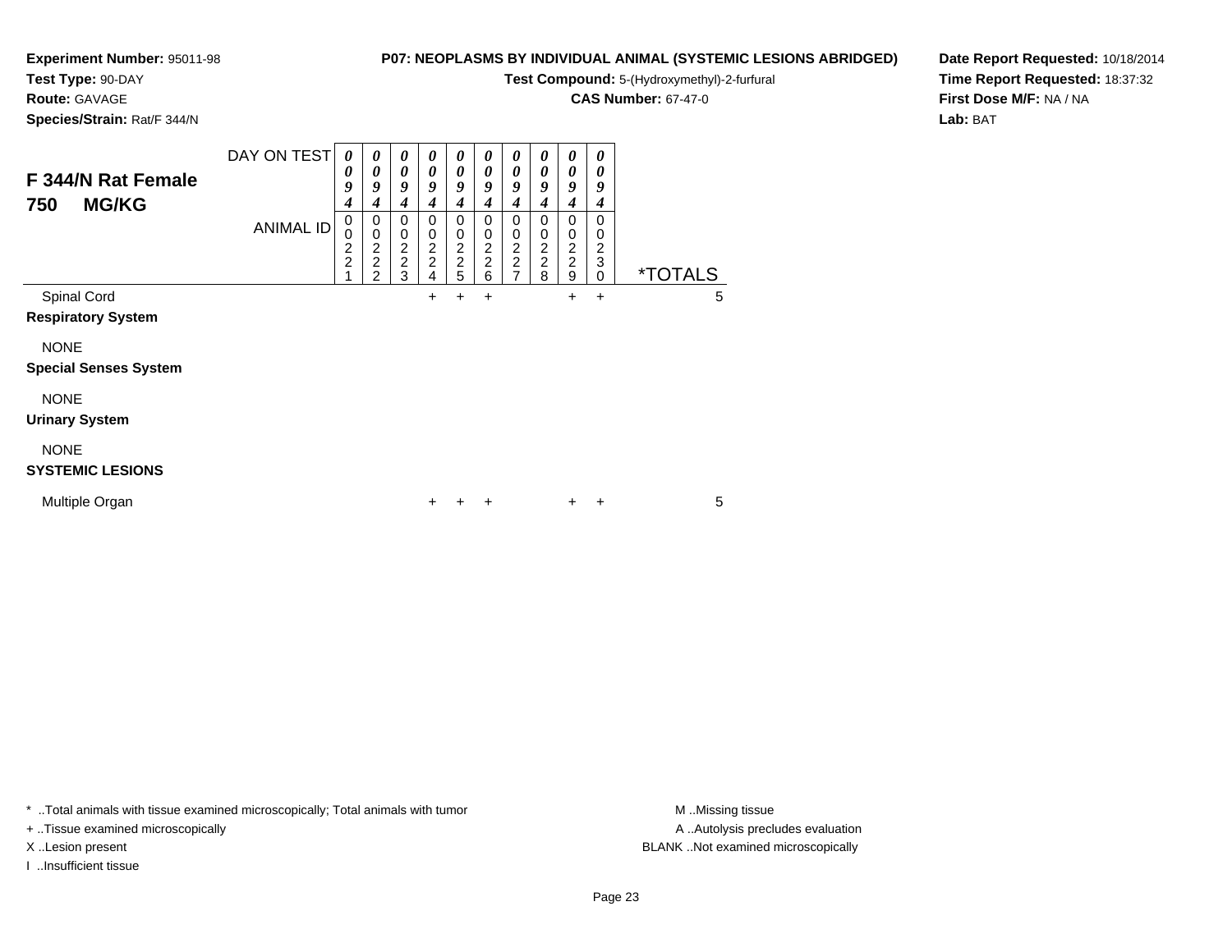**Experiment Number:** 95011-98
**Test Type:** 90-DAY
**Route:** GAVAGE
**Species/Strain:** Rat/F 344/N

**P07: NEOPLASMS BY INDIVIDUAL ANIMAL (SYSTEMIC LESIONS ABRIDGED)**
**Test Compound:** 5-(Hydroxymethyl)-2-furfural
**CAS Number:** 67-47-0

**Date Report Requested:** 10/18/2014
**Time Report Requested:** 18:37:32
**First Dose M/F:** NA / NA
**Lab:** BAT

## F 344/N Rat Female 750 MG/KG

| DAY ON TEST | 0094 | 0094 | 0094 | 0094 | 0094 | 0094 | 0094 | 0094 | 0094 | 0094 | |
|---|---|---|---|---|---|---|---|---|---|---|---|
| ANIMAL ID | 00221 | 00222 | 00223 | 00224 | 00225 | 00226 | 00227 | 00228 | 00229 | 00230 | *TOTALS |
| Spinal Cord | | | | + | + | + | | | + | + | 5 |
| **Respiratory System** | | | | | | | | | | | |
| NONE | | | | | | | | | | | |
| **Special Senses System** | | | | | | | | | | | |
| NONE | | | | | | | | | | | |
| **Urinary System** | | | | | | | | | | | |
| NONE | | | | | | | | | | | |
| **SYSTEMIC LESIONS** | | | | | | | | | | | |
| Multiple Organ | | | | + | + | + | | | + | + | 5 |

* ..Total animals with tissue examined microscopically; Total animals with tumor
+ ..Tissue examined microscopically
X ..Lesion present
I ..Insufficient tissue

M ..Missing tissue
A ..Autolysis precludes evaluation
BLANK ..Not examined microscopically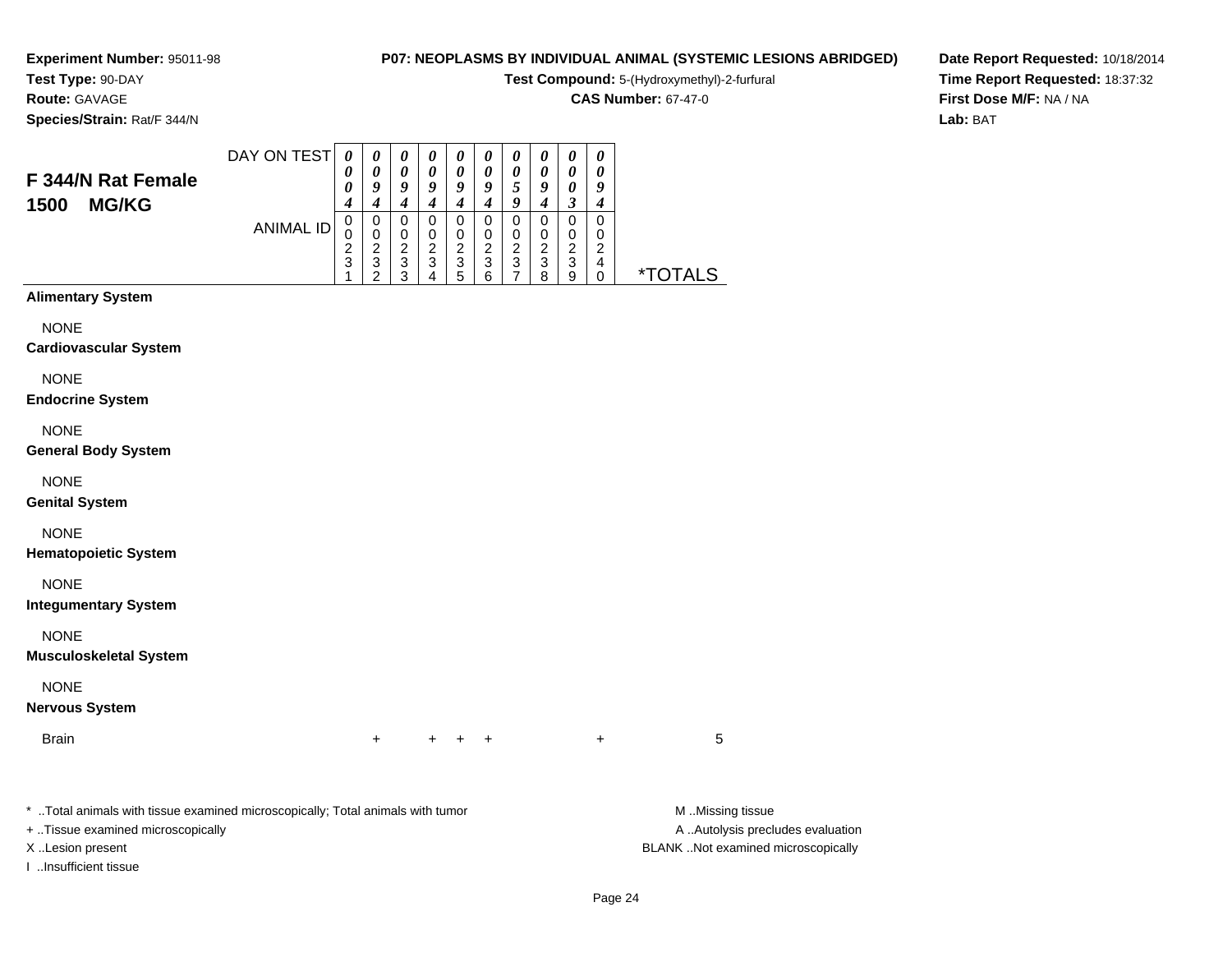**Experiment Number:** 95011-98
**Test Type:** 90-DAY
**Route:** GAVAGE
**Species/Strain:** Rat/F 344/N

**P07: NEOPLASMS BY INDIVIDUAL ANIMAL (SYSTEMIC LESIONS ABRIDGED)**
**Test Compound:** 5-(Hydroxymethyl)-2-furfural
**CAS Number:** 67-47-0

**Date Report Requested:** 10/18/2014
**Time Report Requested:** 18:37:32
**First Dose M/F:** NA / NA
**Lab:** BAT

| F 344/N Rat Female 1500 MG/KG | | | | | | | | | | | |
|---|---|---|---|---|---|---|---|---|---|---|---|
| DAY ON TEST | 0004 | 0094 | 0094 | 0094 | 0094 | 0094 | 0059 | 0094 | 0003 | 0094 | |
| ANIMAL ID | 00231 | 00232 | 00233 | 00234 | 00235 | 00236 | 00237 | 00238 | 00239 | 00240 | *TOTALS |
| **Alimentary System** | | | | | | | | | | | |
| NONE | | | | | | | | | | | |
| **Cardiovascular System** | | | | | | | | | | | |
| NONE | | | | | | | | | | | |
| **Endocrine System** | | | | | | | | | | | |
| NONE | | | | | | | | | | | |
| **General Body System** | | | | | | | | | | | |
| NONE | | | | | | | | | | | |
| **Genital System** | | | | | | | | | | | |
| NONE | | | | | | | | | | | |
| **Hematopoietic System** | | | | | | | | | | | |
| NONE | | | | | | | | | | | |
| **Integumentary System** | | | | | | | | | | | |
| NONE | | | | | | | | | | | |
| **Musculoskeletal System** | | | | | | | | | | | |
| NONE | | | | | | | | | | | |
| **Nervous System** | | | | | | | | | | | |
| Brain | | + | | + | + | + | | | | + | 5 |

* ..Total animals with tissue examined microscopically; Total animals with tumor
+ ..Tissue examined microscopically
X ..Lesion present
I ..Insufficient tissue

M ..Missing tissue
A ..Autolysis precludes evaluation
BLANK ..Not examined microscopically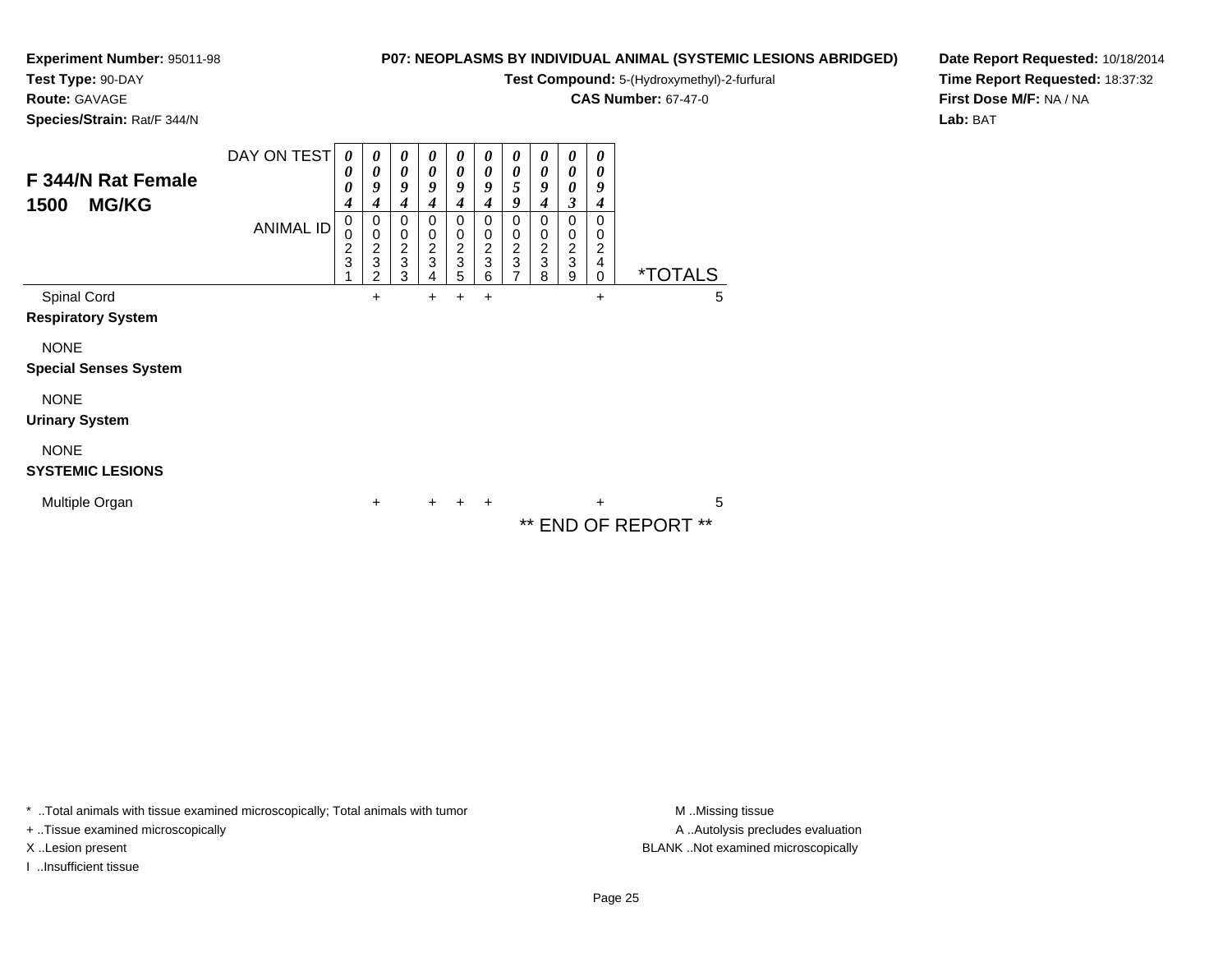**Experiment Number:** 95011-98
**Test Type:** 90-DAY
**Route:** GAVAGE
**Species/Strain:** Rat/F 344/N

**P07: NEOPLASMS BY INDIVIDUAL ANIMAL (SYSTEMIC LESIONS ABRIDGED)**
**Test Compound:** 5-(Hydroxymethyl)-2-furfural
**CAS Number:** 67-47-0

**Date Report Requested:** 10/18/2014
**Time Report Requested:** 18:37:32
**First Dose M/F:** NA / NA
**Lab:** BAT

## F 344/N Rat Female 1500 MG/KG

| DAY ON TEST | 0004 | 0094 | 0094 | 0094 | 0094 | 0094 | 0059 | 0094 | 0003 | 0094 | |
|---|---|---|---|---|---|---|---|---|---|---|---|
| ANIMAL ID | 00231 | 00232 | 00233 | 00234 | 00235 | 00236 | 00237 | 00238 | 00239 | 00240 | *TOTALS |
| Spinal Cord | | + | | + | + | + | | | | + | 5 |
| **Respiratory System** | | | | | | | | | | | |
| NONE | | | | | | | | | | | |
| **Special Senses System** | | | | | | | | | | | |
| NONE | | | | | | | | | | | |
| **Urinary System** | | | | | | | | | | | |
| NONE | | | | | | | | | | | |
| **SYSTEMIC LESIONS** | | | | | | | | | | | |
| Multiple Organ | | + | | + | + | + | | | | + | 5 |

** END OF REPORT **

* ..Total animals with tissue examined microscopically; Total animals with tumor
+ ..Tissue examined microscopically
X ..Lesion present
I ..Insufficient tissue

M ..Missing tissue
A ..Autolysis precludes evaluation
BLANK ..Not examined microscopically